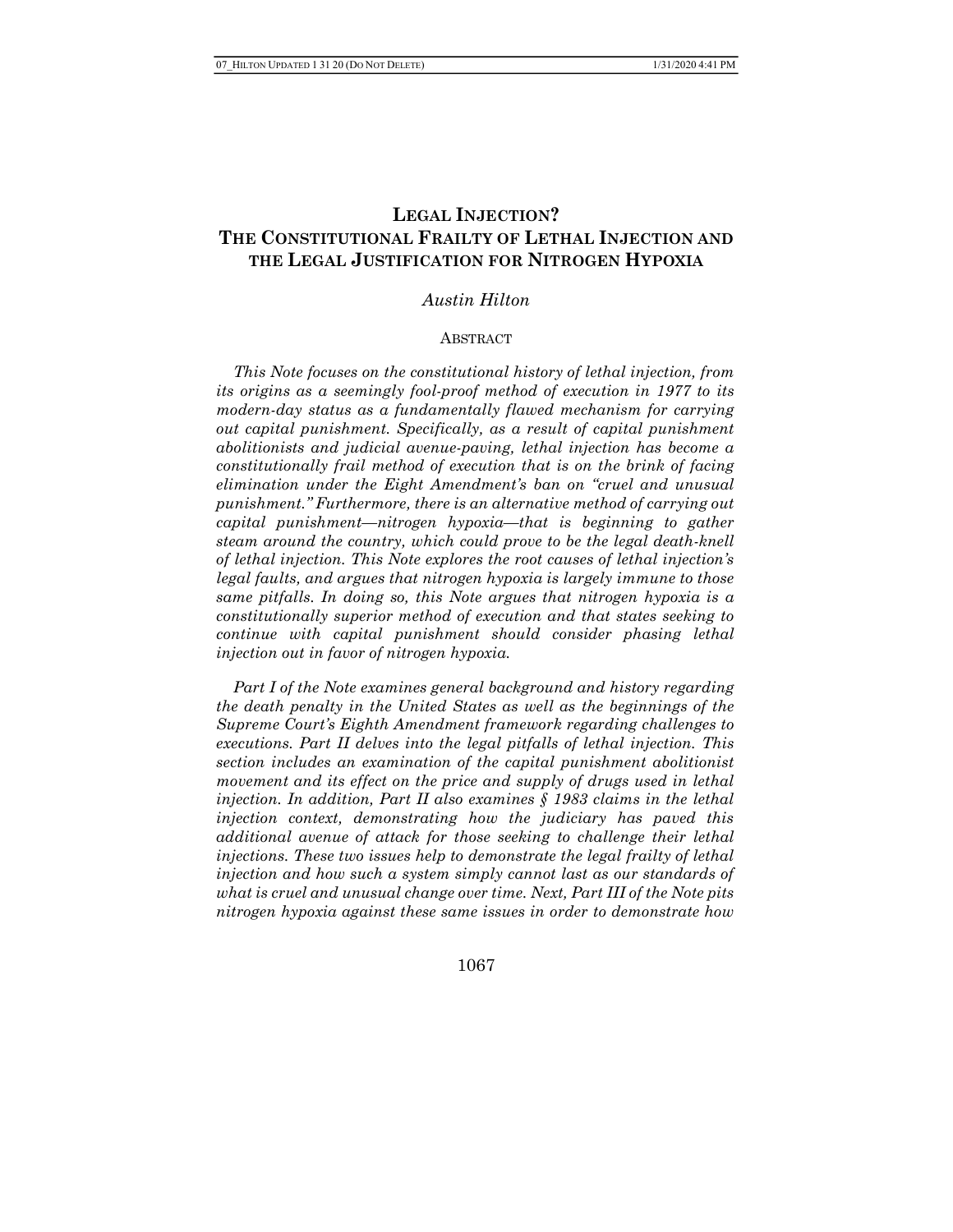# LEGAL INJECTION? THE CONSTITUTIONAL FRAILTY OF LETHAL INJECTION AND THE LEGAL JUSTIFICATION FOR NITROGEN HYPOXIA

*Austin Hilton*

## ABSTRACT

*This Note focuses on the constitutional history of lethal injection, from its origins as a seemingly fool-proof method of execution in 1977 to its modern-day status as a fundamentally flawed mechanism for carrying out capital punishment. Specifically, as a result of capital punishment abolitionists and judicial avenue-paving, lethal injection has become a constitutionally frail method of execution that is on the brink of facing elimination under the Eight Amendment's ban on "cruel and unusual punishment." Furthermore, there is an alternative method of carrying out capital punishment—nitrogen hypoxia—that is beginning to gather steam around the country, which could prove to be the legal death-knell of lethal injection. This Note explores the root causes of lethal injection's legal faults, and argues that nitrogen hypoxia is largely immune to those same pitfalls. In doing so, this Note argues that nitrogen hypoxia is a constitutionally superior method of execution and that states seeking to continue with capital punishment should consider phasing lethal injection out in favor of nitrogen hypoxia.*

*Part I of the Note examines general background and history regarding the death penalty in the United States as well as the beginnings of the Supreme Court's Eighth Amendment framework regarding challenges to executions. Part II delves into the legal pitfalls of lethal injection. This section includes an examination of the capital punishment abolitionist movement and its effect on the price and supply of drugs used in lethal injection. In addition, Part II also examines § 1983 claims in the lethal injection context, demonstrating how the judiciary has paved this additional avenue of attack for those seeking to challenge their lethal injections. These two issues help to demonstrate the legal frailty of lethal injection and how such a system simply cannot last as our standards of what is cruel and unusual change over time. Next, Part III of the Note pits nitrogen hypoxia against these same issues in order to demonstrate how*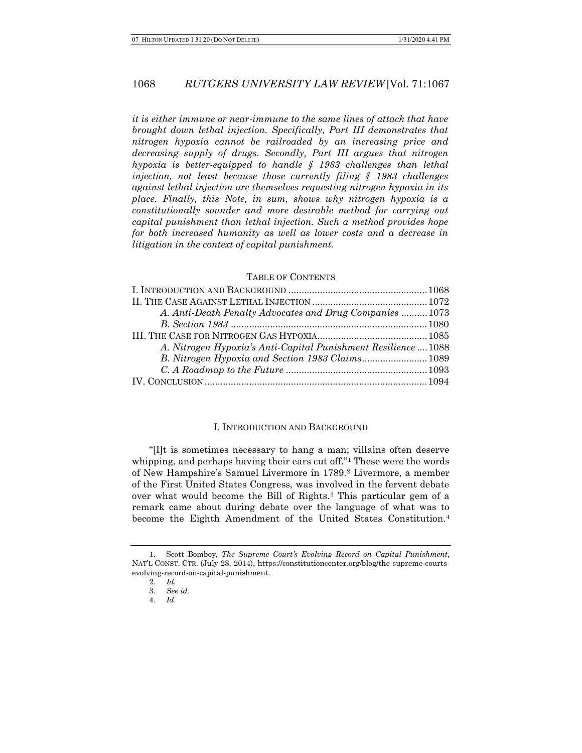*it is either immune or near-immune to the same lines of attack that have brought down lethal injection. Specifically, Part III demonstrates that nitrogen hypoxia cannot be railroaded by an increasing price and decreasing supply of drugs. Secondly, Part III argues that nitrogen hypoxia is better-equipped to handle § 1983 challenges than lethal injection, not least because those currently filing § 1983 challenges against lethal injection are themselves requesting nitrogen hypoxia in its place. Finally, this Note, in sum, shows why nitrogen hypoxia is a constitutionally sounder and more desirable method for carrying out capital punishment than lethal injection. Such a method provides hope for both increased humanity as well as lower costs and a decrease in litigation in the context of capital punishment.*

TABLE OF CONTENTS

I. INTRODUCTION AND BACKGROUND ..................................................... 1068
II. THE CASE AGAINST LETHAL INJECTION ........................................... 1072
*A. Anti-Death Penalty Advocates and Drug Companies* .......... 1073
*B. Section 1983* ........................................................................... 1080
III. THE CASE FOR NITROGEN GAS HYPOXIA.......................................... 1085
*A. Nitrogen Hypoxia's Anti-Capital Punishment Resilience* .... 1088
*B. Nitrogen Hypoxia and Section 1983 Claims*......................... 1089
*C. A Roadmap to the Future* ...................................................... 1093
IV. CONCLUSION .................................................................................... 1094

## I. INTRODUCTION AND BACKGROUND

"[I]t is sometimes necessary to hang a man; villains often deserve whipping, and perhaps having their ears cut off."[1] These were the words of New Hampshire's Samuel Livermore in 1789.[2] Livermore, a member of the First United States Congress, was involved in the fervent debate over what would become the Bill of Rights.[3] This particular gem of a remark came about during debate over the language of what was to become the Eighth Amendment of the United States Constitution.[4]

---

1. Scott Bomboy, *The Supreme Court's Evolving Record on Capital Punishment*, NAT'L CONST. CTR. (July 28, 2014), https://constitutioncenter.org/blog/the-supreme-courts-evolving-record-on-capital-punishment.
2. *Id.*
3. *See id.*
4. *Id.*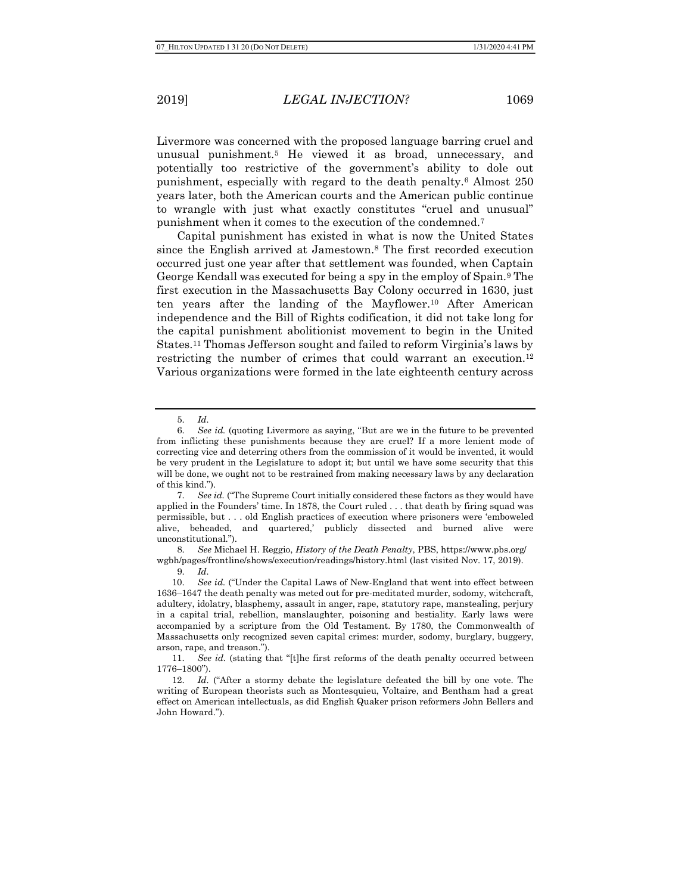Livermore was concerned with the proposed language barring cruel and unusual punishment.[5] He viewed it as broad, unnecessary, and potentially too restrictive of the government's ability to dole out punishment, especially with regard to the death penalty.[6] Almost 250 years later, both the American courts and the American public continue to wrangle with just what exactly constitutes "cruel and unusual" punishment when it comes to the execution of the condemned.[7]

Capital punishment has existed in what is now the United States since the English arrived at Jamestown.[8] The first recorded execution occurred just one year after that settlement was founded, when Captain George Kendall was executed for being a spy in the employ of Spain.[9] The first execution in the Massachusetts Bay Colony occurred in 1630, just ten years after the landing of the Mayflower.[10] After American independence and the Bill of Rights codification, it did not take long for the capital punishment abolitionist movement to begin in the United States.[11] Thomas Jefferson sought and failed to reform Virginia's laws by restricting the number of crimes that could warrant an execution.[12] Various organizations were formed in the late eighteenth century across

---

5. *Id.*

6. *See id.* (quoting Livermore as saying, "But are we in the future to be prevented from inflicting these punishments because they are cruel? If a more lenient mode of correcting vice and deterring others from the commission of it would be invented, it would be very prudent in the Legislature to adopt it; but until we have some security that this will be done, we ought not to be restrained from making necessary laws by any declaration of this kind.").

7. *See id.* ("The Supreme Court initially considered these factors as they would have applied in the Founders' time. In 1878, the Court ruled . . . that death by firing squad was permissible, but . . . old English practices of execution where prisoners were 'emboweled alive, beheaded, and quartered,' publicly dissected and burned alive were unconstitutional.").

8. *See* Michael H. Reggio, *History of the Death Penalty*, PBS, https://www.pbs.org/wgbh/pages/frontline/shows/execution/readings/history.html (last visited Nov. 17, 2019).

9. *Id.*

10. *See id.* ("Under the Capital Laws of New-England that went into effect between 1636–1647 the death penalty was meted out for pre-meditated murder, sodomy, witchcraft, adultery, idolatry, blasphemy, assault in anger, rape, statutory rape, manstealing, perjury in a capital trial, rebellion, manslaughter, poisoning and bestiality. Early laws were accompanied by a scripture from the Old Testament. By 1780, the Commonwealth of Massachusetts only recognized seven capital crimes: murder, sodomy, burglary, buggery, arson, rape, and treason.").

11. *See id.* (stating that "[t]he first reforms of the death penalty occurred between 1776–1800").

12. *Id.* ("After a stormy debate the legislature defeated the bill by one vote. The writing of European theorists such as Montesquieu, Voltaire, and Bentham had a great effect on American intellectuals, as did English Quaker prison reformers John Bellers and John Howard.").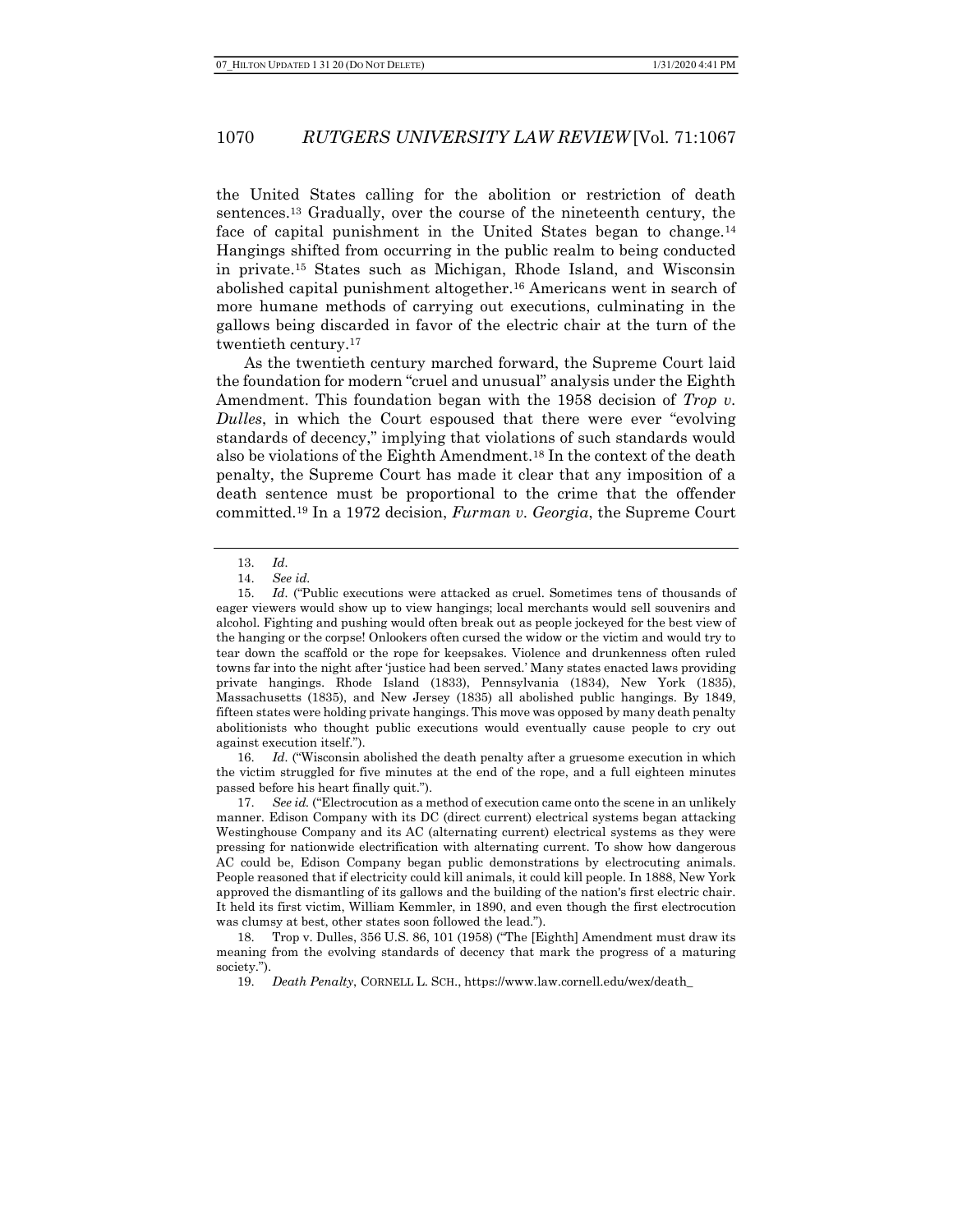the United States calling for the abolition or restriction of death sentences.[13] Gradually, over the course of the nineteenth century, the face of capital punishment in the United States began to change.[14] Hangings shifted from occurring in the public realm to being conducted in private.[15] States such as Michigan, Rhode Island, and Wisconsin abolished capital punishment altogether.[16] Americans went in search of more humane methods of carrying out executions, culminating in the gallows being discarded in favor of the electric chair at the turn of the twentieth century.[17]

As the twentieth century marched forward, the Supreme Court laid the foundation for modern "cruel and unusual" analysis under the Eighth Amendment. This foundation began with the 1958 decision of *Trop v. Dulles*, in which the Court espoused that there were ever "evolving standards of decency," implying that violations of such standards would also be violations of the Eighth Amendment.[18] In the context of the death penalty, the Supreme Court has made it clear that any imposition of a death sentence must be proportional to the crime that the offender committed.[19] In a 1972 decision, *Furman v. Georgia*, the Supreme Court

---

13. *Id.*

14. *See id.*

15. *Id.* ("Public executions were attacked as cruel. Sometimes tens of thousands of eager viewers would show up to view hangings; local merchants would sell souvenirs and alcohol. Fighting and pushing would often break out as people jockeyed for the best view of the hanging or the corpse! Onlookers often cursed the widow or the victim and would try to tear down the scaffold or the rope for keepsakes. Violence and drunkenness often ruled towns far into the night after 'justice had been served.' Many states enacted laws providing private hangings. Rhode Island (1833), Pennsylvania (1834), New York (1835), Massachusetts (1835), and New Jersey (1835) all abolished public hangings. By 1849, fifteen states were holding private hangings. This move was opposed by many death penalty abolitionists who thought public executions would eventually cause people to cry out against execution itself.").

16. *Id.* ("Wisconsin abolished the death penalty after a gruesome execution in which the victim struggled for five minutes at the end of the rope, and a full eighteen minutes passed before his heart finally quit.").

17. *See id.* ("Electrocution as a method of execution came onto the scene in an unlikely manner. Edison Company with its DC (direct current) electrical systems began attacking Westinghouse Company and its AC (alternating current) electrical systems as they were pressing for nationwide electrification with alternating current. To show how dangerous AC could be, Edison Company began public demonstrations by electrocuting animals. People reasoned that if electricity could kill animals, it could kill people. In 1888, New York approved the dismantling of its gallows and the building of the nation's first electric chair. It held its first victim, William Kemmler, in 1890, and even though the first electrocution was clumsy at best, other states soon followed the lead.").

18. Trop v. Dulles, 356 U.S. 86, 101 (1958) ("The [Eighth] Amendment must draw its meaning from the evolving standards of decency that mark the progress of a maturing society.").

19. *Death Penalty*, CORNELL L. SCH., https://www.law.cornell.edu/wex/death_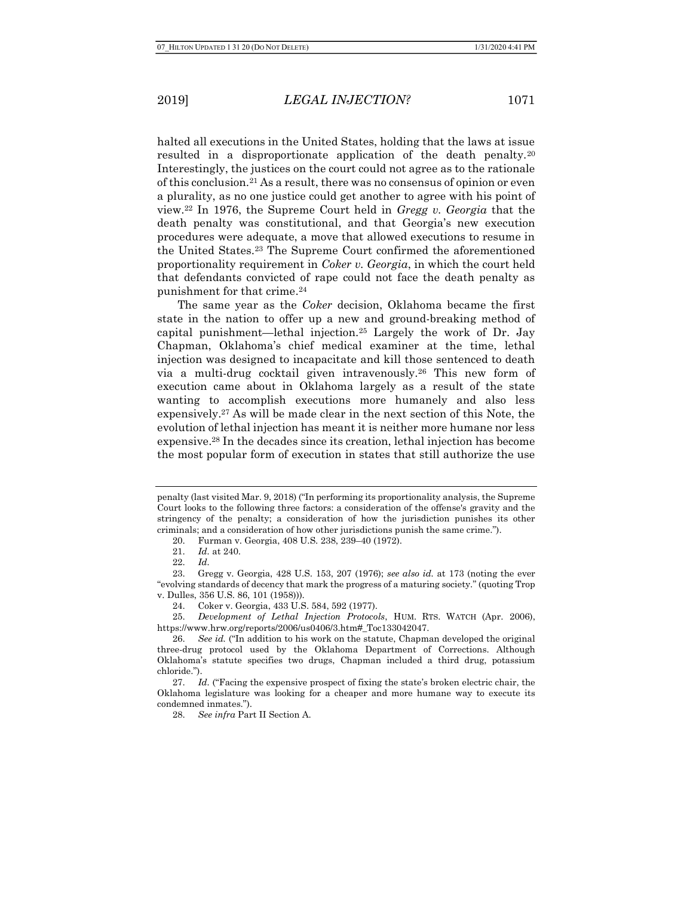halted all executions in the United States, holding that the laws at issue resulted in a disproportionate application of the death penalty.[20] Interestingly, the justices on the court could not agree as to the rationale of this conclusion.[21] As a result, there was no consensus of opinion or even a plurality, as no one justice could get another to agree with his point of view.[22] In 1976, the Supreme Court held in *Gregg v. Georgia* that the death penalty was constitutional, and that Georgia's new execution procedures were adequate, a move that allowed executions to resume in the United States.[23] The Supreme Court confirmed the aforementioned proportionality requirement in *Coker v. Georgia*, in which the court held that defendants convicted of rape could not face the death penalty as punishment for that crime.[24]

The same year as the *Coker* decision, Oklahoma became the first state in the nation to offer up a new and ground-breaking method of capital punishment—lethal injection.[25] Largely the work of Dr. Jay Chapman, Oklahoma's chief medical examiner at the time, lethal injection was designed to incapacitate and kill those sentenced to death via a multi-drug cocktail given intravenously.[26] This new form of execution came about in Oklahoma largely as a result of the state wanting to accomplish executions more humanely and also less expensively.[27] As will be made clear in the next section of this Note, the evolution of lethal injection has meant it is neither more humane nor less expensive.[28] In the decades since its creation, lethal injection has become the most popular form of execution in states that still authorize the use

---

penalty (last visited Mar. 9, 2018) ("In performing its proportionality analysis, the Supreme Court looks to the following three factors: a consideration of the offense's gravity and the stringency of the penalty; a consideration of how the jurisdiction punishes its other criminals; and a consideration of how other jurisdictions punish the same crime.").

20. Furman v. Georgia, 408 U.S. 238, 239–40 (1972).

21. *Id.* at 240.

22. *Id.*

23. Gregg v. Georgia, 428 U.S. 153, 207 (1976); *see also id.* at 173 (noting the ever "evolving standards of decency that mark the progress of a maturing society." (quoting Trop v. Dulles, 356 U.S. 86, 101 (1958))).

24. Coker v. Georgia, 433 U.S. 584, 592 (1977).

25. *Development of Lethal Injection Protocols*, HUM. RTS. WATCH (Apr. 2006), https://www.hrw.org/reports/2006/us0406/3.htm#_Toc133042047.

26. *See id.* ("In addition to his work on the statute, Chapman developed the original three-drug protocol used by the Oklahoma Department of Corrections. Although Oklahoma's statute specifies two drugs, Chapman included a third drug, potassium chloride.").

27. *Id.* ("Facing the expensive prospect of fixing the state's broken electric chair, the Oklahoma legislature was looking for a cheaper and more humane way to execute its condemned inmates.").

28. *See infra* Part II Section A.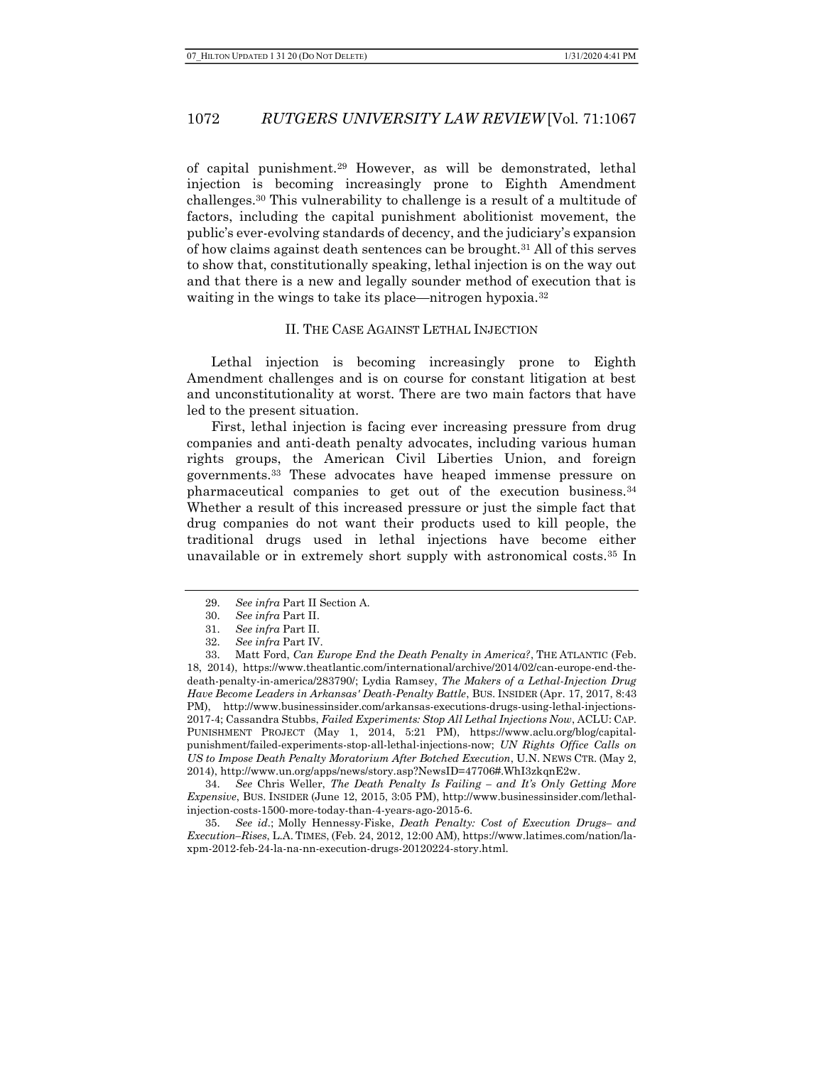of capital punishment.[29] However, as will be demonstrated, lethal injection is becoming increasingly prone to Eighth Amendment challenges.[30] This vulnerability to challenge is a result of a multitude of factors, including the capital punishment abolitionist movement, the public's ever-evolving standards of decency, and the judiciary's expansion of how claims against death sentences can be brought.[31] All of this serves to show that, constitutionally speaking, lethal injection is on the way out and that there is a new and legally sounder method of execution that is waiting in the wings to take its place—nitrogen hypoxia.[32]

## II. THE CASE AGAINST LETHAL INJECTION

Lethal injection is becoming increasingly prone to Eighth Amendment challenges and is on course for constant litigation at best and unconstitutionality at worst. There are two main factors that have led to the present situation.

First, lethal injection is facing ever increasing pressure from drug companies and anti-death penalty advocates, including various human rights groups, the American Civil Liberties Union, and foreign governments.[33] These advocates have heaped immense pressure on pharmaceutical companies to get out of the execution business.[34] Whether a result of this increased pressure or just the simple fact that drug companies do not want their products used to kill people, the traditional drugs used in lethal injections have become either unavailable or in extremely short supply with astronomical costs.[35] In

---

29. *See infra* Part II Section A.

30. *See infra* Part II.

31. *See infra* Part II.

32. *See infra* Part IV.

33. Matt Ford, *Can Europe End the Death Penalty in America?*, THE ATLANTIC (Feb. 18, 2014), https://www.theatlantic.com/international/archive/2014/02/can-europe-end-the-death-penalty-in-america/283790/; Lydia Ramsey, *The Makers of a Lethal-Injection Drug Have Become Leaders in Arkansas' Death-Penalty Battle*, BUS. INSIDER (Apr. 17, 2017, 8:43 PM), http://www.businessinsider.com/arkansas-executions-drugs-using-lethal-injections-2017-4; Cassandra Stubbs, *Failed Experiments: Stop All Lethal Injections Now*, ACLU: CAP. PUNISHMENT PROJECT (May 1, 2014, 5:21 PM), https://www.aclu.org/blog/capital-punishment/failed-experiments-stop-all-lethal-injections-now; *UN Rights Office Calls on US to Impose Death Penalty Moratorium After Botched Execution*, U.N. NEWS CTR. (May 2, 2014), http://www.un.org/apps/news/story.asp?NewsID=47706#.WhI3zkqnE2w.

34. *See* Chris Weller, *The Death Penalty Is Failing – and It's Only Getting More Expensive*, BUS. INSIDER (June 12, 2015, 3:05 PM), http://www.businessinsider.com/lethal-injection-costs-1500-more-today-than-4-years-ago-2015-6.

35. *See id.*; Molly Hennessy-Fiske, *Death Penalty: Cost of Execution Drugs– and Execution–Rises*, L.A. TIMES, (Feb. 24, 2012, 12:00 AM), https://www.latimes.com/nation/la-xpm-2012-feb-24-la-na-nn-execution-drugs-20120224-story.html.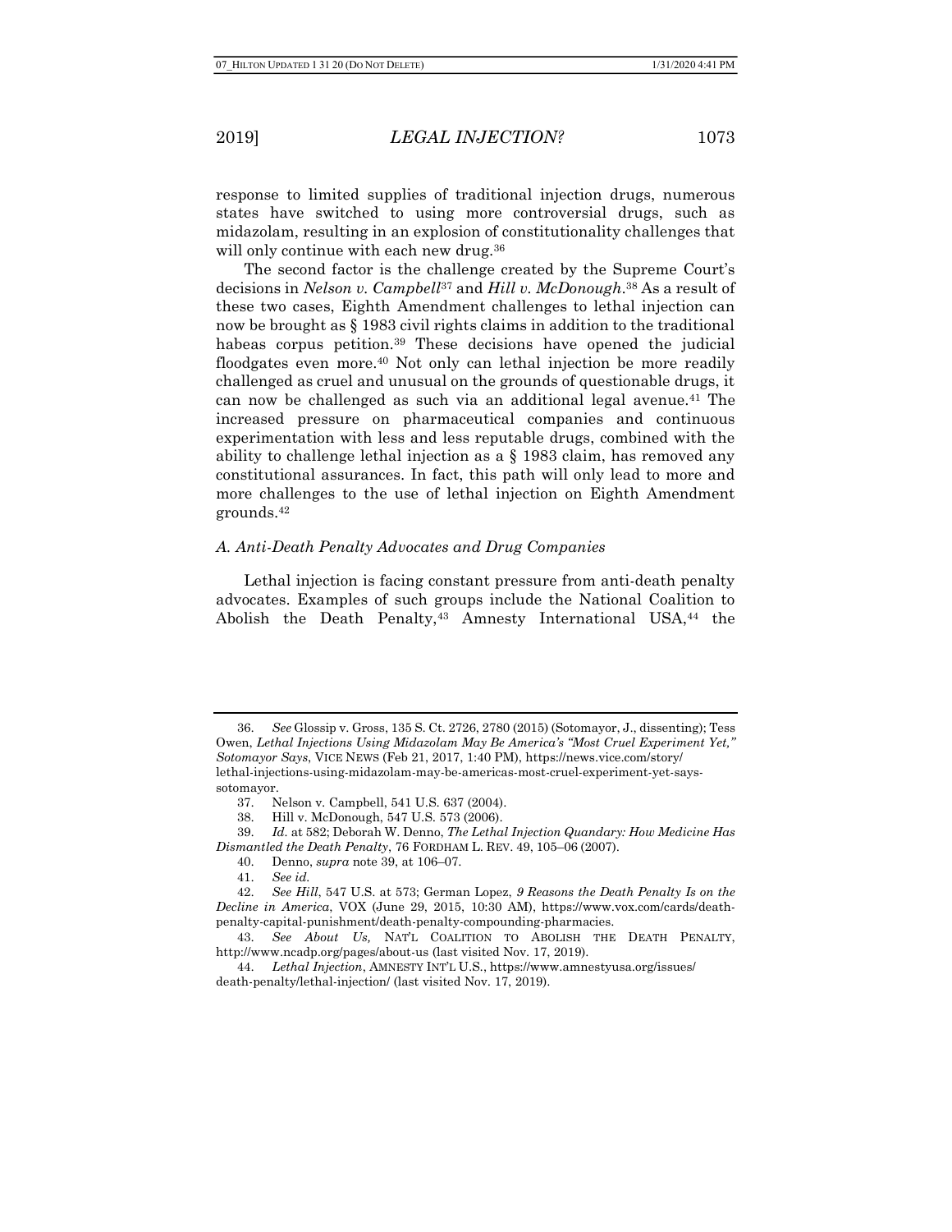response to limited supplies of traditional injection drugs, numerous states have switched to using more controversial drugs, such as midazolam, resulting in an explosion of constitutionality challenges that will only continue with each new drug.[36]

The second factor is the challenge created by the Supreme Court's decisions in *Nelson v. Campbell*[37] and *Hill v. McDonough*.[38] As a result of these two cases, Eighth Amendment challenges to lethal injection can now be brought as § 1983 civil rights claims in addition to the traditional habeas corpus petition.[39] These decisions have opened the judicial floodgates even more.[40] Not only can lethal injection be more readily challenged as cruel and unusual on the grounds of questionable drugs, it can now be challenged as such via an additional legal avenue.[41] The increased pressure on pharmaceutical companies and continuous experimentation with less and less reputable drugs, combined with the ability to challenge lethal injection as a § 1983 claim, has removed any constitutional assurances. In fact, this path will only lead to more and more challenges to the use of lethal injection on Eighth Amendment grounds.[42]

### *A. Anti-Death Penalty Advocates and Drug Companies*

Lethal injection is facing constant pressure from anti-death penalty advocates. Examples of such groups include the National Coalition to Abolish the Death Penalty,[43] Amnesty International USA,[44] the

---

36. *See* Glossip v. Gross, 135 S. Ct. 2726, 2780 (2015) (Sotomayor, J., dissenting); Tess Owen, *Lethal Injections Using Midazolam May Be America's "Most Cruel Experiment Yet," Sotomayor Says*, VICE NEWS (Feb 21, 2017, 1:40 PM), https://news.vice.com/story/lethal-injections-using-midazolam-may-be-americas-most-cruel-experiment-yet-says-sotomayor.

37. Nelson v. Campbell, 541 U.S. 637 (2004).

38. Hill v. McDonough, 547 U.S. 573 (2006).

39. *Id.* at 582; Deborah W. Denno, *The Lethal Injection Quandary: How Medicine Has Dismantled the Death Penalty*, 76 FORDHAM L. REV. 49, 105–06 (2007).

40. Denno, *supra* note 39, at 106–07.

41. *See id.*

42. *See Hill*, 547 U.S. at 573; German Lopez, *9 Reasons the Death Penalty Is on the Decline in America*, VOX (June 29, 2015, 10:30 AM), https://www.vox.com/cards/death-penalty-capital-punishment/death-penalty-compounding-pharmacies.

43. *See About Us,* NAT'L COALITION TO ABOLISH THE DEATH PENALTY, http://www.ncadp.org/pages/about-us (last visited Nov. 17, 2019).

44. *Lethal Injection*, AMNESTY INT'L U.S., https://www.amnestyusa.org/issues/death-penalty/lethal-injection/ (last visited Nov. 17, 2019).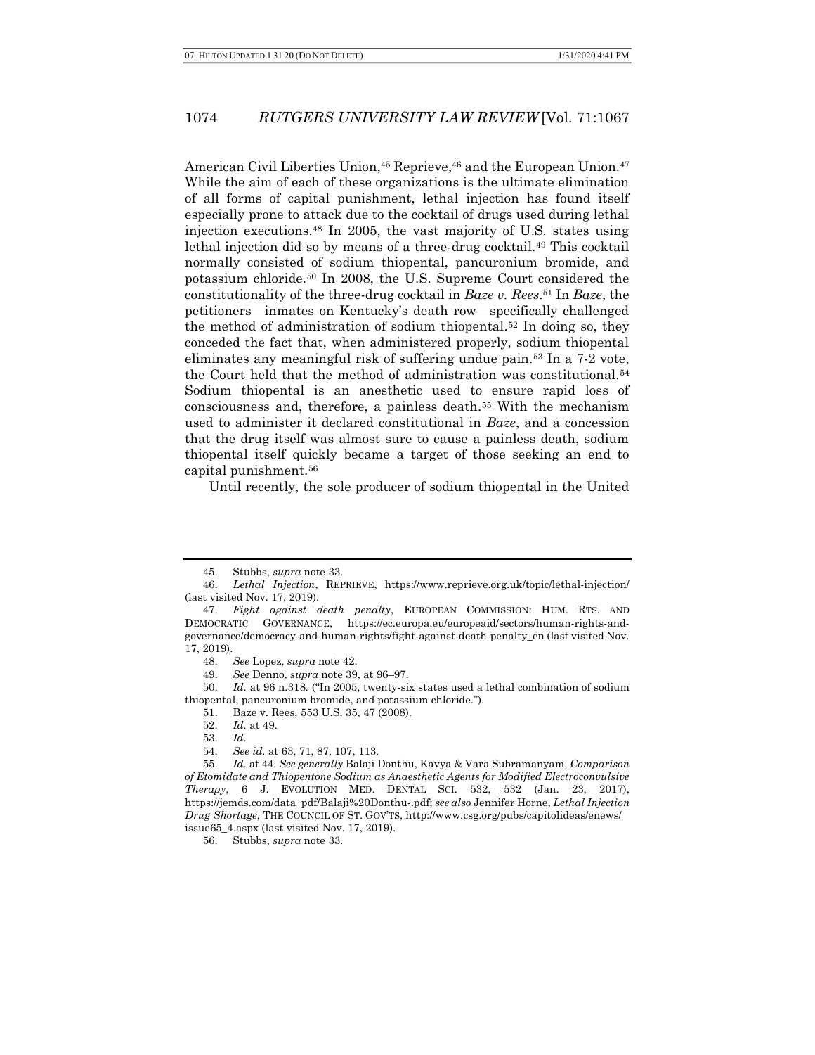American Civil Liberties Union,[45] Reprieve,[46] and the European Union.[47] While the aim of each of these organizations is the ultimate elimination of all forms of capital punishment, lethal injection has found itself especially prone to attack due to the cocktail of drugs used during lethal injection executions.[48] In 2005, the vast majority of U.S. states using lethal injection did so by means of a three-drug cocktail.[49] This cocktail normally consisted of sodium thiopental, pancuronium bromide, and potassium chloride.[50] In 2008, the U.S. Supreme Court considered the constitutionality of the three-drug cocktail in *Baze v. Rees*.[51] In *Baze*, the petitioners—inmates on Kentucky's death row—specifically challenged the method of administration of sodium thiopental.[52] In doing so, they conceded the fact that, when administered properly, sodium thiopental eliminates any meaningful risk of suffering undue pain.[53] In a 7-2 vote, the Court held that the method of administration was constitutional.[54] Sodium thiopental is an anesthetic used to ensure rapid loss of consciousness and, therefore, a painless death.[55] With the mechanism used to administer it declared constitutional in *Baze*, and a concession that the drug itself was almost sure to cause a painless death, sodium thiopental itself quickly became a target of those seeking an end to capital punishment.[56]

Until recently, the sole producer of sodium thiopental in the United

---

45. Stubbs, *supra* note 33.

46. *Lethal Injection*, REPRIEVE, https://www.reprieve.org.uk/topic/lethal-injection/ (last visited Nov. 17, 2019).

47. *Fight against death penalty*, EUROPEAN COMMISSION: HUM. RTS. AND DEMOCRATIC GOVERNANCE, https://ec.europa.eu/europeaid/sectors/human-rights-and-governance/democracy-and-human-rights/fight-against-death-penalty_en (last visited Nov. 17, 2019).

48. *See* Lopez, *supra* note 42.

49. *See* Denno, *supra* note 39, at 96–97.

50. *Id.* at 96 n.318. ("In 2005, twenty-six states used a lethal combination of sodium thiopental, pancuronium bromide, and potassium chloride.").

51. Baze v. Rees, 553 U.S. 35, 47 (2008).

52. *Id.* at 49.

53. *Id.*

54. *See id.* at 63, 71, 87, 107, 113.

55. *Id.* at 44. *See generally* Balaji Donthu, Kavya & Vara Subramanyam, *Comparison of Etomidate and Thiopentone Sodium as Anaesthetic Agents for Modified Electroconvulsive Therapy*, 6 J. EVOLUTION MED. DENTAL SCI. 532, 532 (Jan. 23, 2017), https://jemds.com/data_pdf/Balaji%20Donthu-.pdf; *see also* Jennifer Horne, *Lethal Injection Drug Shortage*, THE COUNCIL OF ST. GOV'TS, http://www.csg.org/pubs/capitolideas/enews/issue65_4.aspx (last visited Nov. 17, 2019).

56. Stubbs, *supra* note 33.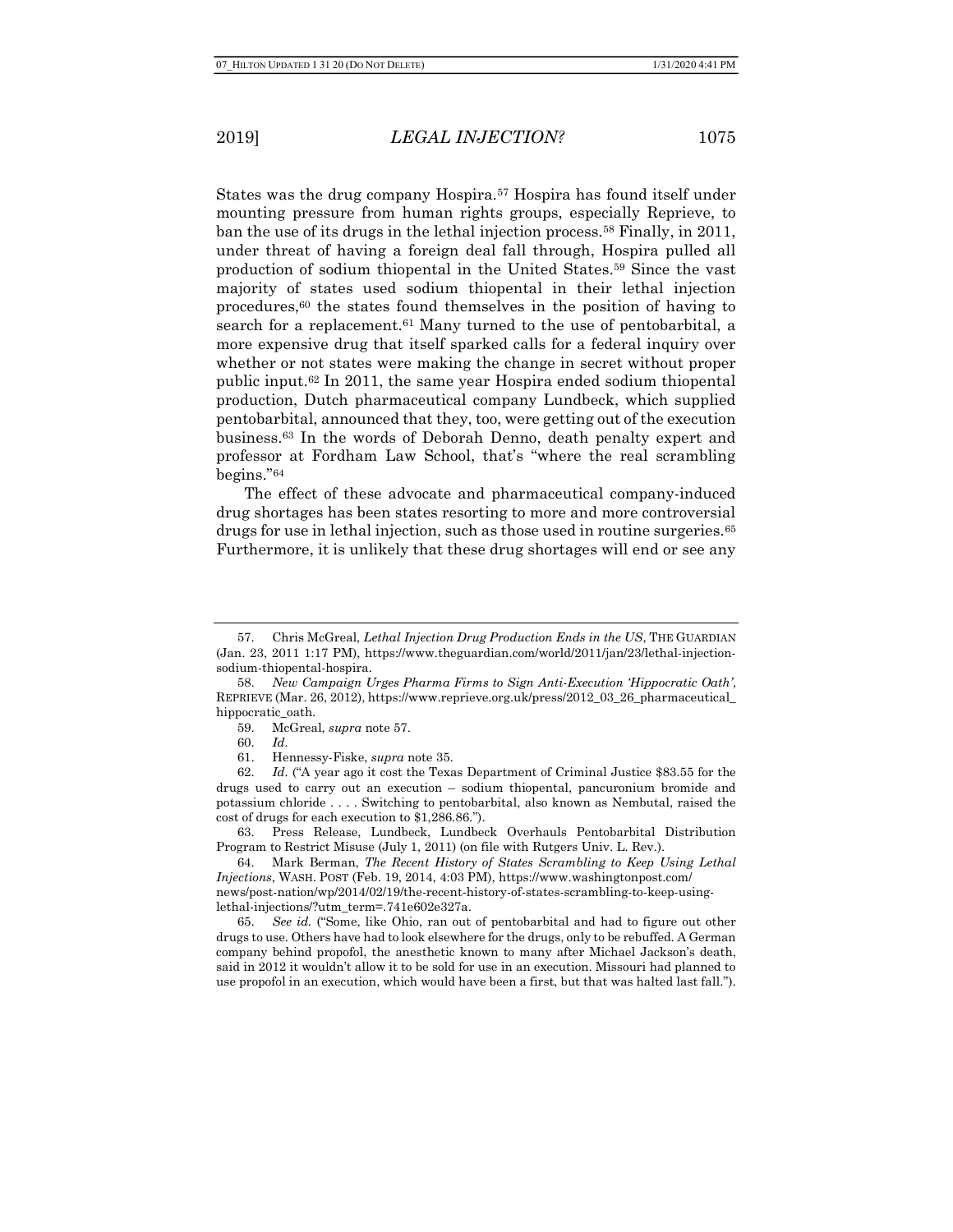States was the drug company Hospira.[57] Hospira has found itself under mounting pressure from human rights groups, especially Reprieve, to ban the use of its drugs in the lethal injection process.[58] Finally, in 2011, under threat of having a foreign deal fall through, Hospira pulled all production of sodium thiopental in the United States.[59] Since the vast majority of states used sodium thiopental in their lethal injection procedures,[60] the states found themselves in the position of having to search for a replacement.[61] Many turned to the use of pentobarbital, a more expensive drug that itself sparked calls for a federal inquiry over whether or not states were making the change in secret without proper public input.[62] In 2011, the same year Hospira ended sodium thiopental production, Dutch pharmaceutical company Lundbeck, which supplied pentobarbital, announced that they, too, were getting out of the execution business.[63] In the words of Deborah Denno, death penalty expert and professor at Fordham Law School, that's "where the real scrambling begins."[64]

The effect of these advocate and pharmaceutical company-induced drug shortages has been states resorting to more and more controversial drugs for use in lethal injection, such as those used in routine surgeries.[65] Furthermore, it is unlikely that these drug shortages will end or see any

---

57. Chris McGreal, *Lethal Injection Drug Production Ends in the US*, THE GUARDIAN (Jan. 23, 2011 1:17 PM), https://www.theguardian.com/world/2011/jan/23/lethal-injection-sodium-thiopental-hospira.

58. *New Campaign Urges Pharma Firms to Sign Anti-Execution 'Hippocratic Oath'*, REPRIEVE (Mar. 26, 2012), https://www.reprieve.org.uk/press/2012_03_26_pharmaceutical_hippocratic_oath.

59. McGreal, *supra* note 57.

60. *Id.*

61. Hennessy-Fiske, *supra* note 35.

62. *Id.* ("A year ago it cost the Texas Department of Criminal Justice $83.55 for the drugs used to carry out an execution – sodium thiopental, pancuronium bromide and potassium chloride . . . . Switching to pentobarbital, also known as Nembutal, raised the cost of drugs for each execution to $1,286.86.").

63. Press Release, Lundbeck, Lundbeck Overhauls Pentobarbital Distribution Program to Restrict Misuse (July 1, 2011) (on file with Rutgers Univ. L. Rev.).

64. Mark Berman, *The Recent History of States Scrambling to Keep Using Lethal Injections*, WASH. POST (Feb. 19, 2014, 4:03 PM), https://www.washingtonpost.com/news/post-nation/wp/2014/02/19/the-recent-history-of-states-scrambling-to-keep-using-lethal-injections/?utm_term=.741e602e327a.

65. *See id.* ("Some, like Ohio, ran out of pentobarbital and had to figure out other drugs to use. Others have had to look elsewhere for the drugs, only to be rebuffed. A German company behind propofol, the anesthetic known to many after Michael Jackson's death, said in 2012 it wouldn't allow it to be sold for use in an execution. Missouri had planned to use propofol in an execution, which would have been a first, but that was halted last fall.").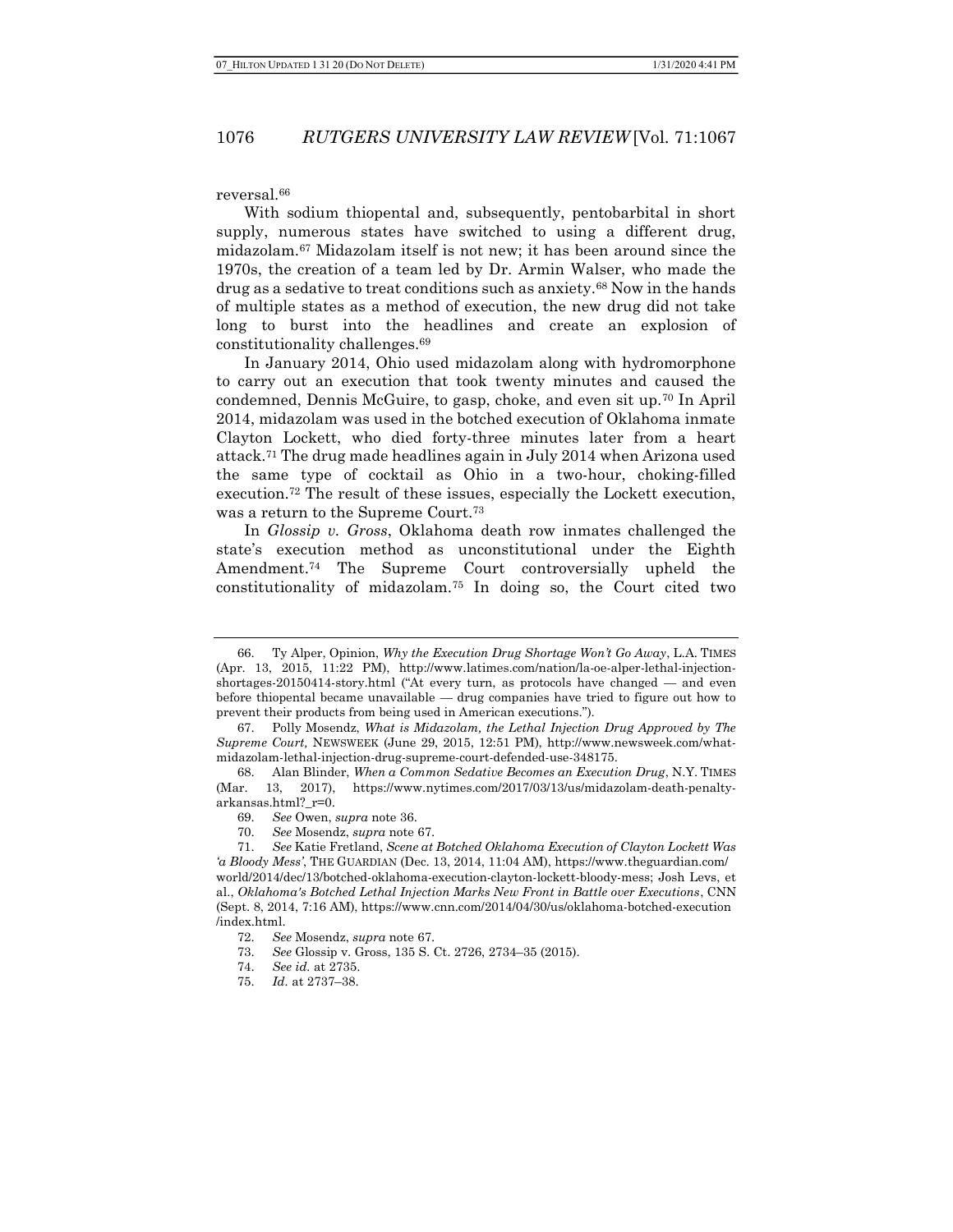reversal.[66]

With sodium thiopental and, subsequently, pentobarbital in short supply, numerous states have switched to using a different drug, midazolam.[67] Midazolam itself is not new; it has been around since the 1970s, the creation of a team led by Dr. Armin Walser, who made the drug as a sedative to treat conditions such as anxiety.[68] Now in the hands of multiple states as a method of execution, the new drug did not take long to burst into the headlines and create an explosion of constitutionality challenges.[69]

In January 2014, Ohio used midazolam along with hydromorphone to carry out an execution that took twenty minutes and caused the condemned, Dennis McGuire, to gasp, choke, and even sit up.[70] In April 2014, midazolam was used in the botched execution of Oklahoma inmate Clayton Lockett, who died forty-three minutes later from a heart attack.[71] The drug made headlines again in July 2014 when Arizona used the same type of cocktail as Ohio in a two-hour, choking-filled execution.[72] The result of these issues, especially the Lockett execution, was a return to the Supreme Court.[73]

In *Glossip v. Gross*, Oklahoma death row inmates challenged the state's execution method as unconstitutional under the Eighth Amendment.[74] The Supreme Court controversially upheld the constitutionality of midazolam.[75] In doing so, the Court cited two

---

66. Ty Alper, Opinion, *Why the Execution Drug Shortage Won't Go Away*, L.A. TIMES (Apr. 13, 2015, 11:22 PM), http://www.latimes.com/nation/la-oe-alper-lethal-injection-shortages-20150414-story.html ("At every turn, as protocols have changed — and even before thiopental became unavailable — drug companies have tried to figure out how to prevent their products from being used in American executions.").

67. Polly Mosendz, *What is Midazolam, the Lethal Injection Drug Approved by The Supreme Court,* NEWSWEEK (June 29, 2015, 12:51 PM), http://www.newsweek.com/what-midazolam-lethal-injection-drug-supreme-court-defended-use-348175.

68. Alan Blinder, *When a Common Sedative Becomes an Execution Drug*, N.Y. TIMES (Mar. 13, 2017), https://www.nytimes.com/2017/03/13/us/midazolam-death-penalty-arkansas.html?_r=0.

69. *See* Owen, *supra* note 36.

70. *See* Mosendz, *supra* note 67.

71. *See* Katie Fretland, *Scene at Botched Oklahoma Execution of Clayton Lockett Was 'a Bloody Mess'*, THE GUARDIAN (Dec. 13, 2014, 11:04 AM), https://www.theguardian.com/world/2014/dec/13/botched-oklahoma-execution-clayton-lockett-bloody-mess; Josh Levs, et al., *Oklahoma's Botched Lethal Injection Marks New Front in Battle over Executions*, CNN (Sept. 8, 2014, 7:16 AM), https://www.cnn.com/2014/04/30/us/oklahoma-botched-execution/index.html.

72. *See* Mosendz, *supra* note 67.

73. *See* Glossip v. Gross, 135 S. Ct. 2726, 2734–35 (2015).

74. *See id.* at 2735.

75. *Id*. at 2737–38.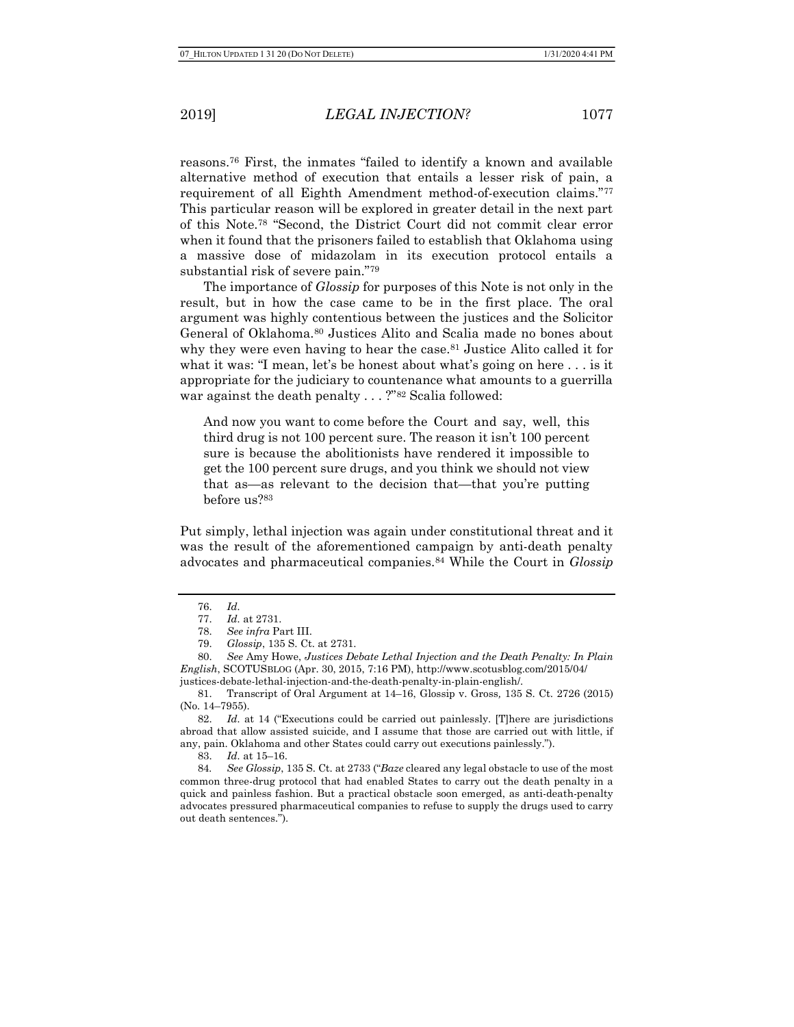reasons.[76] First, the inmates "failed to identify a known and available alternative method of execution that entails a lesser risk of pain, a requirement of all Eighth Amendment method-of-execution claims."[77] This particular reason will be explored in greater detail in the next part of this Note.[78] "Second, the District Court did not commit clear error when it found that the prisoners failed to establish that Oklahoma using a massive dose of midazolam in its execution protocol entails a substantial risk of severe pain."[79]

The importance of *Glossip* for purposes of this Note is not only in the result, but in how the case came to be in the first place. The oral argument was highly contentious between the justices and the Solicitor General of Oklahoma.[80] Justices Alito and Scalia made no bones about why they were even having to hear the case.[81] Justice Alito called it for what it was: "I mean, let's be honest about what's going on here . . . is it appropriate for the judiciary to countenance what amounts to a guerrilla war against the death penalty . . . ?"[82] Scalia followed:

> And now you want to come before the Court and say, well, this third drug is not 100 percent sure. The reason it isn't 100 percent sure is because the abolitionists have rendered it impossible to get the 100 percent sure drugs, and you think we should not view that as—as relevant to the decision that—that you're putting before us?[83]

Put simply, lethal injection was again under constitutional threat and it was the result of the aforementioned campaign by anti-death penalty advocates and pharmaceutical companies.[84] While the Court in *Glossip*

---

76. *Id.*

77. *Id.* at 2731.

78. *See infra* Part III.

79. *Glossip*, 135 S. Ct. at 2731.

80. *See* Amy Howe, *Justices Debate Lethal Injection and the Death Penalty: In Plain English*, SCOTUSBLOG (Apr. 30, 2015, 7:16 PM), http://www.scotusblog.com/2015/04/justices-debate-lethal-injection-and-the-death-penalty-in-plain-english/.

81. Transcript of Oral Argument at 14–16, Glossip v. Gross, 135 S. Ct. 2726 (2015) (No. 14–7955).

82. *Id.* at 14 ("Executions could be carried out painlessly. [T]here are jurisdictions abroad that allow assisted suicide, and I assume that those are carried out with little, if any, pain. Oklahoma and other States could carry out executions painlessly.").

83. *Id.* at 15–16.

84. *See Glossip*, 135 S. Ct. at 2733 ("*Baze* cleared any legal obstacle to use of the most common three-drug protocol that had enabled States to carry out the death penalty in a quick and painless fashion. But a practical obstacle soon emerged, as anti-death-penalty advocates pressured pharmaceutical companies to refuse to supply the drugs used to carry out death sentences.").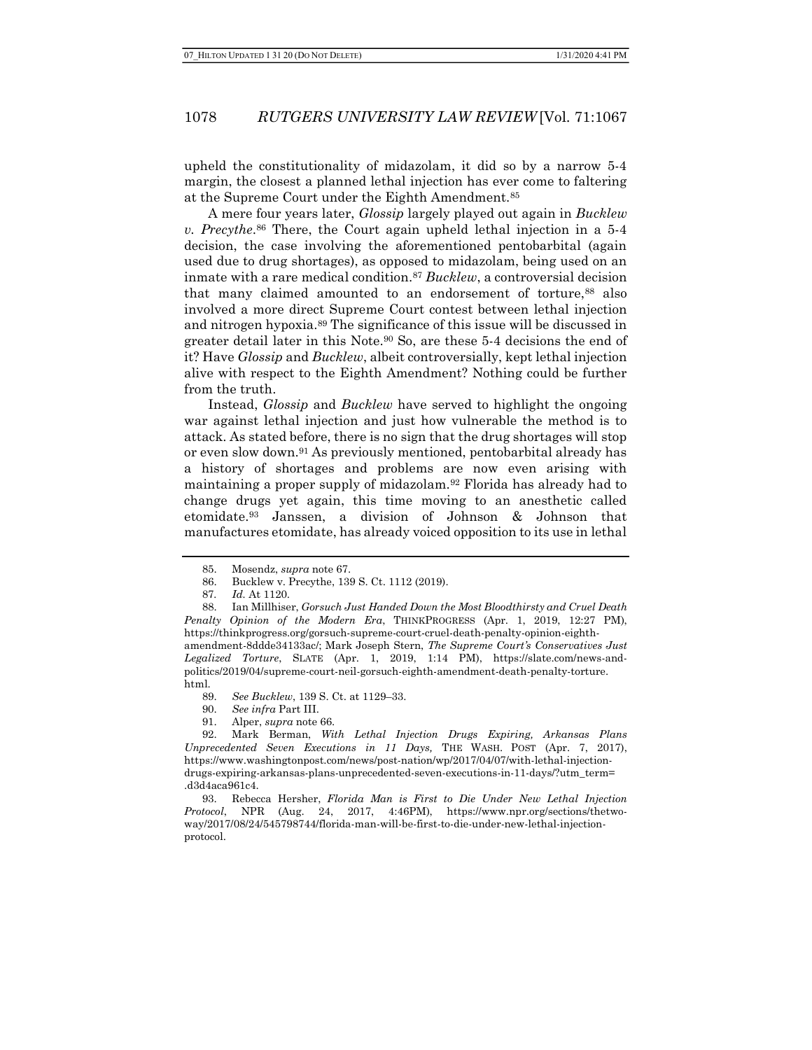upheld the constitutionality of midazolam, it did so by a narrow 5-4 margin, the closest a planned lethal injection has ever come to faltering at the Supreme Court under the Eighth Amendment.[85]

A mere four years later, *Glossip* largely played out again in *Bucklew v. Precythe*.[86] There, the Court again upheld lethal injection in a 5-4 decision, the case involving the aforementioned pentobarbital (again used due to drug shortages), as opposed to midazolam, being used on an inmate with a rare medical condition.[87] *Bucklew*, a controversial decision that many claimed amounted to an endorsement of torture,[88] also involved a more direct Supreme Court contest between lethal injection and nitrogen hypoxia.[89] The significance of this issue will be discussed in greater detail later in this Note.[90] So, are these 5-4 decisions the end of it? Have *Glossip* and *Bucklew*, albeit controversially, kept lethal injection alive with respect to the Eighth Amendment? Nothing could be further from the truth.

Instead, *Glossip* and *Bucklew* have served to highlight the ongoing war against lethal injection and just how vulnerable the method is to attack. As stated before, there is no sign that the drug shortages will stop or even slow down.[91] As previously mentioned, pentobarbital already has a history of shortages and problems are now even arising with maintaining a proper supply of midazolam.[92] Florida has already had to change drugs yet again, this time moving to an anesthetic called etomidate.[93] Janssen, a division of Johnson & Johnson that manufactures etomidate, has already voiced opposition to its use in lethal

---

85. Mosendz, *supra* note 67.

86. Bucklew v. Precythe, 139 S. Ct. 1112 (2019).

87. *Id.* At 1120.

88. Ian Millhiser, *Gorsuch Just Handed Down the Most Bloodthirsty and Cruel Death Penalty Opinion of the Modern Era*, THINKPROGRESS (Apr. 1, 2019, 12:27 PM), https://thinkprogress.org/gorsuch-supreme-court-cruel-death-penalty-opinion-eighth-amendment-8ddde34133ac/; Mark Joseph Stern, *The Supreme Court's Conservatives Just Legalized Torture*, SLATE (Apr. 1, 2019, 1:14 PM), https://slate.com/news-and-politics/2019/04/supreme-court-neil-gorsuch-eighth-amendment-death-penalty-torture.html.

89. *See Bucklew*, 139 S. Ct. at 1129–33.

90. *See infra* Part III.

91. Alper, *supra* note 66.

92. Mark Berman, *With Lethal Injection Drugs Expiring, Arkansas Plans Unprecedented Seven Executions in 11 Days,* THE WASH. POST (Apr. 7, 2017), https://www.washingtonpost.com/news/post-nation/wp/2017/04/07/with-lethal-injection-drugs-expiring-arkansas-plans-unprecedented-seven-executions-in-11-days/?utm_term=.d3d4aca961c4.

93. Rebecca Hersher, *Florida Man is First to Die Under New Lethal Injection Protocol*, NPR (Aug. 24, 2017, 4:46PM), https://www.npr.org/sections/thetwo-way/2017/08/24/545798744/florida-man-will-be-first-to-die-under-new-lethal-injection-protocol.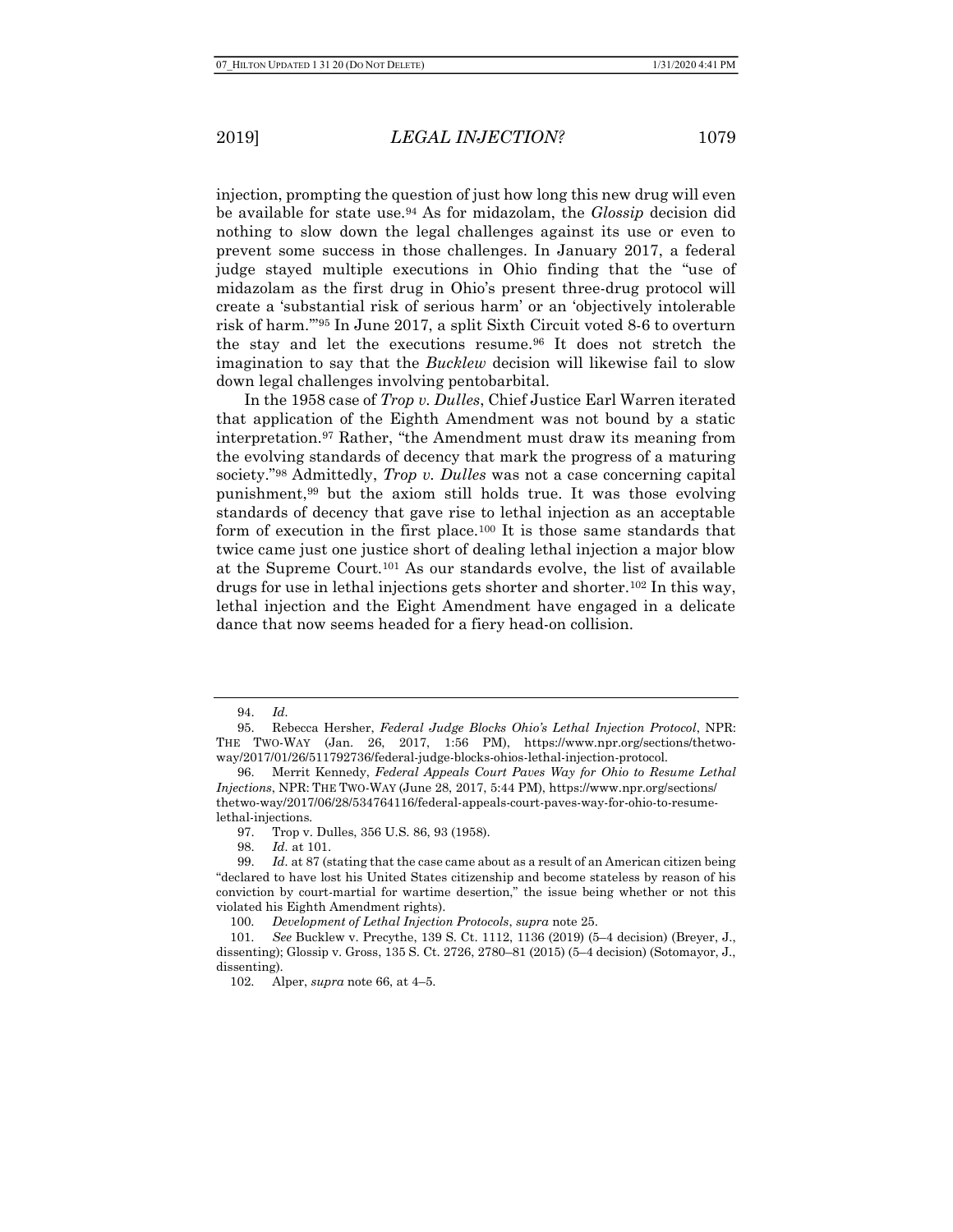injection, prompting the question of just how long this new drug will even be available for state use.[94] As for midazolam, the *Glossip* decision did nothing to slow down the legal challenges against its use or even to prevent some success in those challenges. In January 2017, a federal judge stayed multiple executions in Ohio finding that the "use of midazolam as the first drug in Ohio's present three-drug protocol will create a 'substantial risk of serious harm' or an 'objectively intolerable risk of harm.'"[95] In June 2017, a split Sixth Circuit voted 8-6 to overturn the stay and let the executions resume.[96] It does not stretch the imagination to say that the *Bucklew* decision will likewise fail to slow down legal challenges involving pentobarbital.

In the 1958 case of *Trop v. Dulles*, Chief Justice Earl Warren iterated that application of the Eighth Amendment was not bound by a static interpretation.[97] Rather, "the Amendment must draw its meaning from the evolving standards of decency that mark the progress of a maturing society."[98] Admittedly, *Trop v. Dulles* was not a case concerning capital punishment,[99] but the axiom still holds true. It was those evolving standards of decency that gave rise to lethal injection as an acceptable form of execution in the first place.[100] It is those same standards that twice came just one justice short of dealing lethal injection a major blow at the Supreme Court.[101] As our standards evolve, the list of available drugs for use in lethal injections gets shorter and shorter.[102] In this way, lethal injection and the Eight Amendment have engaged in a delicate dance that now seems headed for a fiery head-on collision.

---

94. *Id.*

95. Rebecca Hersher, *Federal Judge Blocks Ohio's Lethal Injection Protocol*, NPR: THE TWO-WAY (Jan. 26, 2017, 1:56 PM), https://www.npr.org/sections/thetwo-way/2017/01/26/511792736/federal-judge-blocks-ohios-lethal-injection-protocol.

96. Merrit Kennedy, *Federal Appeals Court Paves Way for Ohio to Resume Lethal Injections*, NPR: THE TWO-WAY (June 28, 2017, 5:44 PM), https://www.npr.org/sections/thetwo-way/2017/06/28/534764116/federal-appeals-court-paves-way-for-ohio-to-resume-lethal-injections.

97. Trop v. Dulles, 356 U.S. 86, 93 (1958).

98. *Id.* at 101.

99. *Id.* at 87 (stating that the case came about as a result of an American citizen being "declared to have lost his United States citizenship and become stateless by reason of his conviction by court-martial for wartime desertion," the issue being whether or not this violated his Eighth Amendment rights).

100. *Development of Lethal Injection Protocols*, *supra* note 25.

101. *See* Bucklew v. Precythe, 139 S. Ct. 1112, 1136 (2019) (5–4 decision) (Breyer, J., dissenting); Glossip v. Gross, 135 S. Ct. 2726, 2780–81 (2015) (5–4 decision) (Sotomayor, J., dissenting).

102. Alper, *supra* note 66, at 4–5.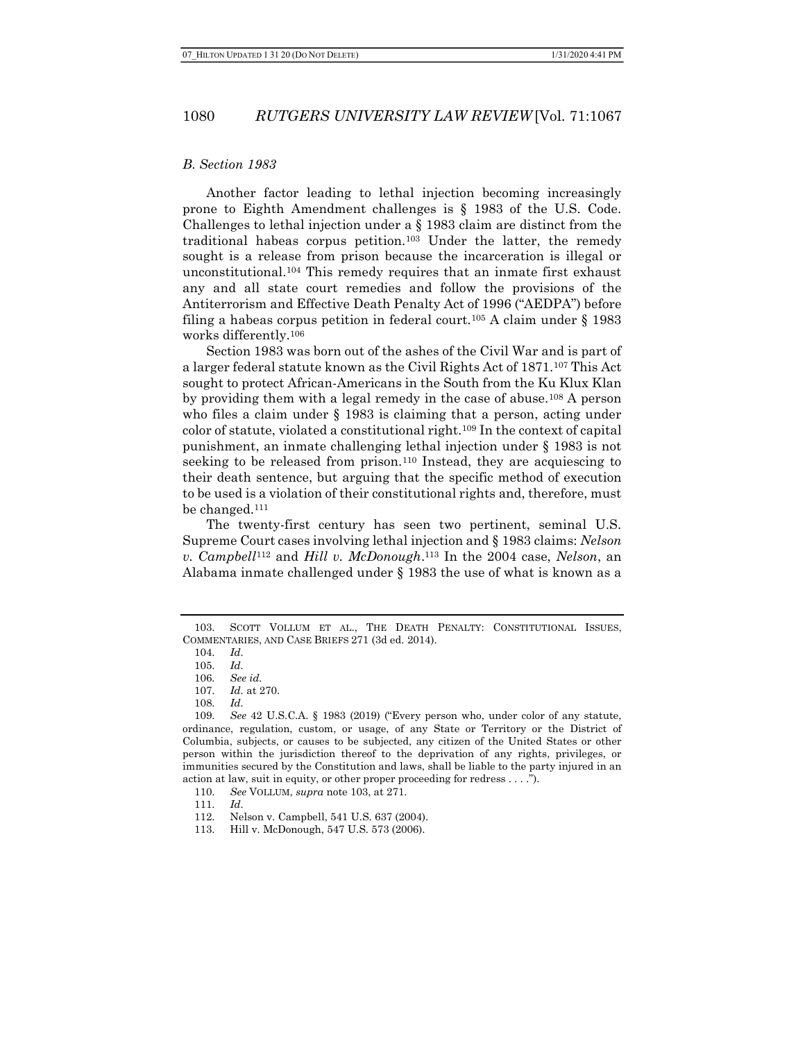### *B. Section 1983*

Another factor leading to lethal injection becoming increasingly prone to Eighth Amendment challenges is § 1983 of the U.S. Code. Challenges to lethal injection under a § 1983 claim are distinct from the traditional habeas corpus petition.[103] Under the latter, the remedy sought is a release from prison because the incarceration is illegal or unconstitutional.[104] This remedy requires that an inmate first exhaust any and all state court remedies and follow the provisions of the Antiterrorism and Effective Death Penalty Act of 1996 ("AEDPA") before filing a habeas corpus petition in federal court.[105] A claim under § 1983 works differently.[106]

Section 1983 was born out of the ashes of the Civil War and is part of a larger federal statute known as the Civil Rights Act of 1871.[107] This Act sought to protect African-Americans in the South from the Ku Klux Klan by providing them with a legal remedy in the case of abuse.[108] A person who files a claim under § 1983 is claiming that a person, acting under color of statute, violated a constitutional right.[109] In the context of capital punishment, an inmate challenging lethal injection under § 1983 is not seeking to be released from prison.[110] Instead, they are acquiescing to their death sentence, but arguing that the specific method of execution to be used is a violation of their constitutional rights and, therefore, must be changed.[111]

The twenty-first century has seen two pertinent, seminal U.S. Supreme Court cases involving lethal injection and § 1983 claims: *Nelson v. Campbell*[112] and *Hill v. McDonough*.[113] In the 2004 case, *Nelson*, an Alabama inmate challenged under § 1983 the use of what is known as a

---

103. SCOTT VOLLUM ET AL., THE DEATH PENALTY: CONSTITUTIONAL ISSUES, COMMENTARIES, AND CASE BRIEFS 271 (3d ed. 2014).

104. *Id.*

105. *Id.*

106. *See id.*

107. *Id.* at 270.

108. *Id.*

109. *See* 42 U.S.C.A. § 1983 (2019) ("Every person who, under color of any statute, ordinance, regulation, custom, or usage, of any State or Territory or the District of Columbia, subjects, or causes to be subjected, any citizen of the United States or other person within the jurisdiction thereof to the deprivation of any rights, privileges, or immunities secured by the Constitution and laws, shall be liable to the party injured in an action at law, suit in equity, or other proper proceeding for redress . . . .").

110. *See* VOLLUM, *supra* note 103, at 271.

111. *Id.*

112. Nelson v. Campbell, 541 U.S. 637 (2004).

113. Hill v. McDonough, 547 U.S. 573 (2006).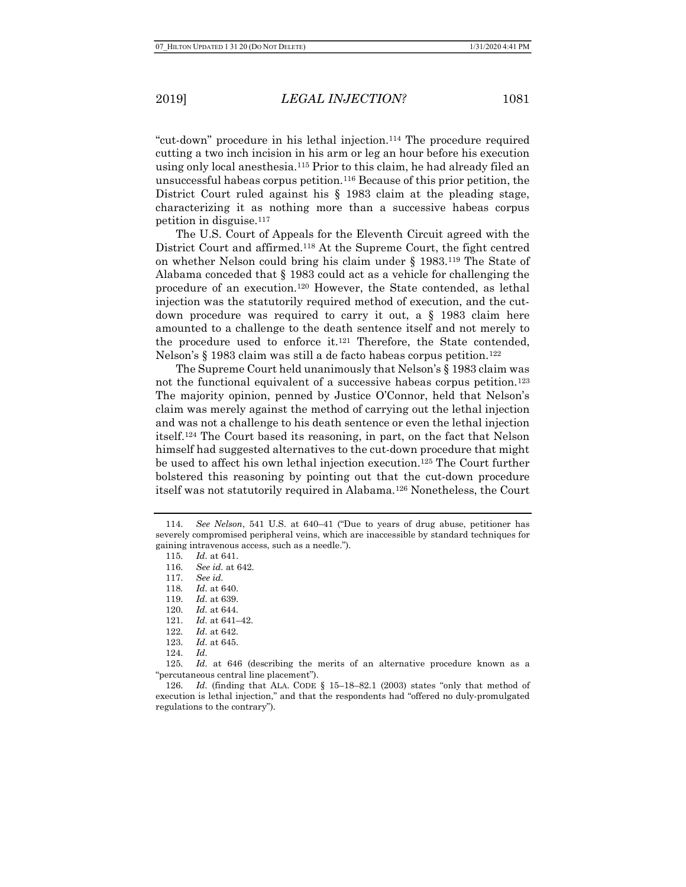"cut-down" procedure in his lethal injection.[114] The procedure required cutting a two inch incision in his arm or leg an hour before his execution using only local anesthesia.[115] Prior to this claim, he had already filed an unsuccessful habeas corpus petition.[116] Because of this prior petition, the District Court ruled against his § 1983 claim at the pleading stage, characterizing it as nothing more than a successive habeas corpus petition in disguise.[117]

The U.S. Court of Appeals for the Eleventh Circuit agreed with the District Court and affirmed.[118] At the Supreme Court, the fight centred on whether Nelson could bring his claim under § 1983.[119] The State of Alabama conceded that § 1983 could act as a vehicle for challenging the procedure of an execution.[120] However, the State contended, as lethal injection was the statutorily required method of execution, and the cut-down procedure was required to carry it out, a § 1983 claim here amounted to a challenge to the death sentence itself and not merely to the procedure used to enforce it.[121] Therefore, the State contended, Nelson's § 1983 claim was still a de facto habeas corpus petition.[122]

The Supreme Court held unanimously that Nelson's § 1983 claim was not the functional equivalent of a successive habeas corpus petition.[123] The majority opinion, penned by Justice O'Connor, held that Nelson's claim was merely against the method of carrying out the lethal injection and was not a challenge to his death sentence or even the lethal injection itself.[124] The Court based its reasoning, in part, on the fact that Nelson himself had suggested alternatives to the cut-down procedure that might be used to affect his own lethal injection execution.[125] The Court further bolstered this reasoning by pointing out that the cut-down procedure itself was not statutorily required in Alabama.[126] Nonetheless, the Court

---

114. *See Nelson*, 541 U.S. at 640–41 ("Due to years of drug abuse, petitioner has severely compromised peripheral veins, which are inaccessible by standard techniques for gaining intravenous access, such as a needle.").

115. *Id.* at 641.

116. *See id.* at 642.

117. *See id.*

118. *Id.* at 640.

119. *Id.* at 639.

120. *Id.* at 644.

121. *Id.* at 641–42.

122. *Id.* at 642.

123. *Id.* at 645.

124. *Id.*

125. *Id.* at 646 (describing the merits of an alternative procedure known as a "percutaneous central line placement").

126. *Id.* (finding that ALA. CODE § 15–18–82.1 (2003) states "only that method of execution is lethal injection," and that the respondents had "offered no duly-promulgated regulations to the contrary").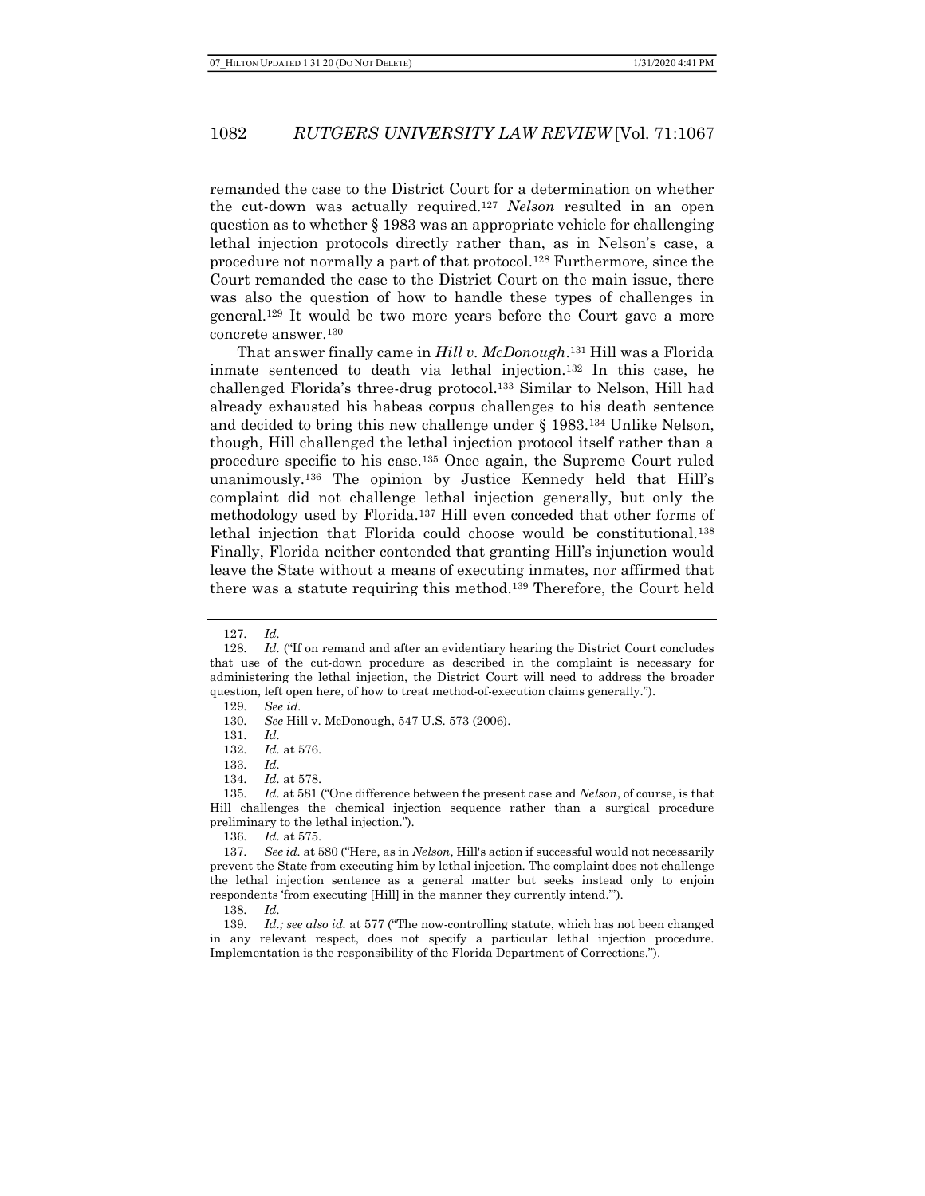remanded the case to the District Court for a determination on whether the cut-down was actually required.[127] *Nelson* resulted in an open question as to whether § 1983 was an appropriate vehicle for challenging lethal injection protocols directly rather than, as in Nelson's case, a procedure not normally a part of that protocol.[128] Furthermore, since the Court remanded the case to the District Court on the main issue, there was also the question of how to handle these types of challenges in general.[129] It would be two more years before the Court gave a more concrete answer.[130]

That answer finally came in *Hill v. McDonough*.[131] Hill was a Florida inmate sentenced to death via lethal injection.[132] In this case, he challenged Florida's three-drug protocol.[133] Similar to Nelson, Hill had already exhausted his habeas corpus challenges to his death sentence and decided to bring this new challenge under § 1983.[134] Unlike Nelson, though, Hill challenged the lethal injection protocol itself rather than a procedure specific to his case.[135] Once again, the Supreme Court ruled unanimously.[136] The opinion by Justice Kennedy held that Hill's complaint did not challenge lethal injection generally, but only the methodology used by Florida.[137] Hill even conceded that other forms of lethal injection that Florida could choose would be constitutional.[138] Finally, Florida neither contended that granting Hill's injunction would leave the State without a means of executing inmates, nor affirmed that there was a statute requiring this method.[139] Therefore, the Court held

---

127. *Id.*

128. *Id.* ("If on remand and after an evidentiary hearing the District Court concludes that use of the cut-down procedure as described in the complaint is necessary for administering the lethal injection, the District Court will need to address the broader question, left open here, of how to treat method-of-execution claims generally.").

129. *See id.*

130. *See* Hill v. McDonough, 547 U.S. 573 (2006).

131. *Id.*

132. *Id.* at 576.

133. *Id.*

134. *Id.* at 578.

135. *Id.* at 581 ("One difference between the present case and *Nelson*, of course, is that Hill challenges the chemical injection sequence rather than a surgical procedure preliminary to the lethal injection.").

136. *Id.* at 575.

137. *See id.* at 580 ("Here, as in *Nelson*, Hill's action if successful would not necessarily prevent the State from executing him by lethal injection. The complaint does not challenge the lethal injection sentence as a general matter but seeks instead only to enjoin respondents 'from executing [Hill] in the manner they currently intend.'").

138. *Id.*

139. *Id.; see also id.* at 577 ("The now-controlling statute, which has not been changed in any relevant respect, does not specify a particular lethal injection procedure. Implementation is the responsibility of the Florida Department of Corrections.").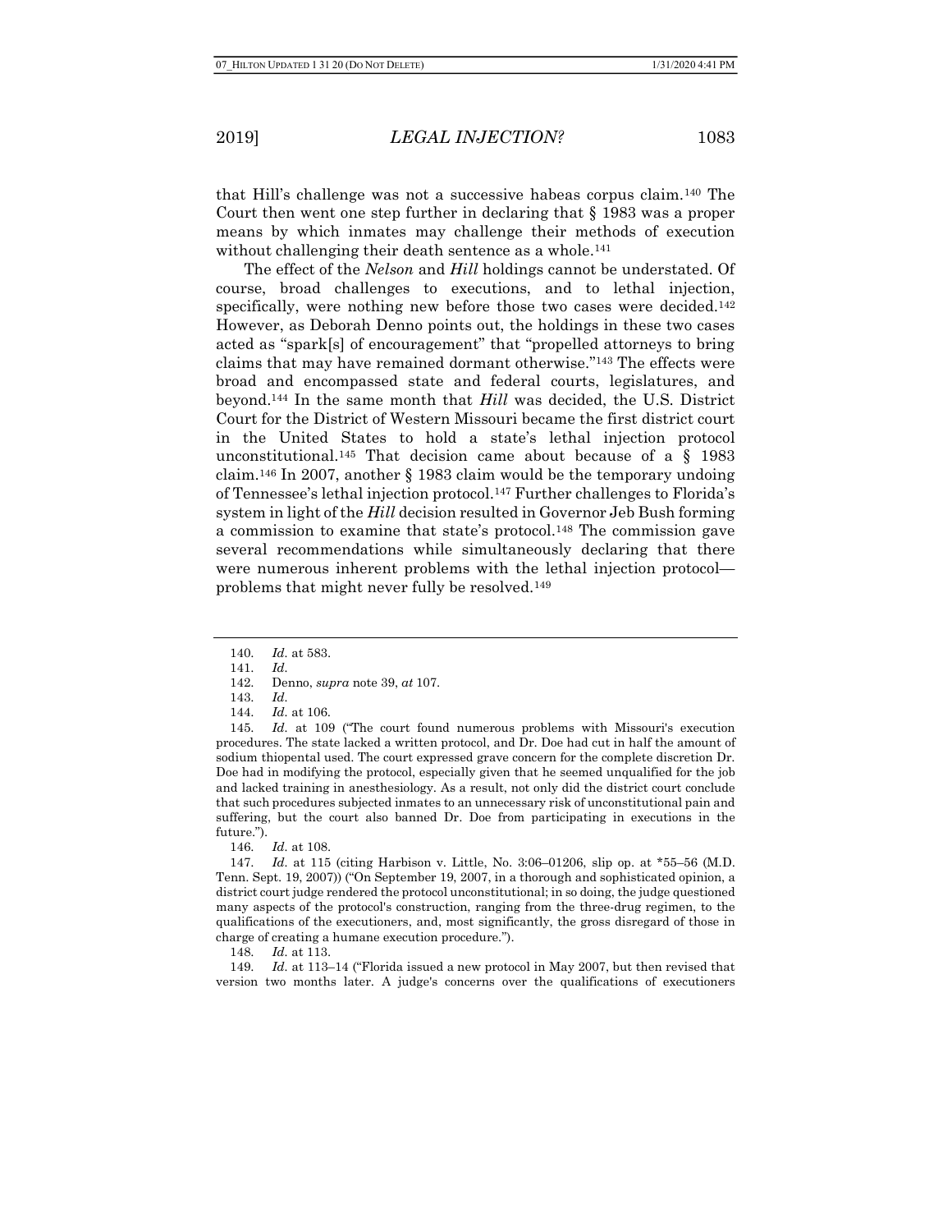that Hill's challenge was not a successive habeas corpus claim.[140] The Court then went one step further in declaring that § 1983 was a proper means by which inmates may challenge their methods of execution without challenging their death sentence as a whole.[141]

The effect of the *Nelson* and *Hill* holdings cannot be understated. Of course, broad challenges to executions, and to lethal injection, specifically, were nothing new before those two cases were decided.[142] However, as Deborah Denno points out, the holdings in these two cases acted as "spark[s] of encouragement" that "propelled attorneys to bring claims that may have remained dormant otherwise."[143] The effects were broad and encompassed state and federal courts, legislatures, and beyond.[144] In the same month that *Hill* was decided, the U.S. District Court for the District of Western Missouri became the first district court in the United States to hold a state's lethal injection protocol unconstitutional.[145] That decision came about because of a § 1983 claim.[146] In 2007, another § 1983 claim would be the temporary undoing of Tennessee's lethal injection protocol.[147] Further challenges to Florida's system in light of the *Hill* decision resulted in Governor Jeb Bush forming a commission to examine that state's protocol.[148] The commission gave several recommendations while simultaneously declaring that there were numerous inherent problems with the lethal injection protocol—problems that might never fully be resolved.[149]

---

140. *Id.* at 583.

141. *Id.*

142. Denno, *supra* note 39, *at* 107.

143. *Id.*

144. *Id.* at 106.

145. *Id.* at 109 ("The court found numerous problems with Missouri's execution procedures. The state lacked a written protocol, and Dr. Doe had cut in half the amount of sodium thiopental used. The court expressed grave concern for the complete discretion Dr. Doe had in modifying the protocol, especially given that he seemed unqualified for the job and lacked training in anesthesiology. As a result, not only did the district court conclude that such procedures subjected inmates to an unnecessary risk of unconstitutional pain and suffering, but the court also banned Dr. Doe from participating in executions in the future.").

146. *Id.* at 108.

147. *Id.* at 115 (citing Harbison v. Little, No. 3:06–01206, slip op. at *55–56 (M.D. Tenn. Sept. 19, 2007)) ("On September 19, 2007, in a thorough and sophisticated opinion, a district court judge rendered the protocol unconstitutional; in so doing, the judge questioned many aspects of the protocol's construction, ranging from the three-drug regimen, to the qualifications of the executioners, and, most significantly, the gross disregard of those in charge of creating a humane execution procedure.").

148. *Id.* at 113.

149. *Id.* at 113–14 ("Florida issued a new protocol in May 2007, but then revised that version two months later. A judge's concerns over the qualifications of executioners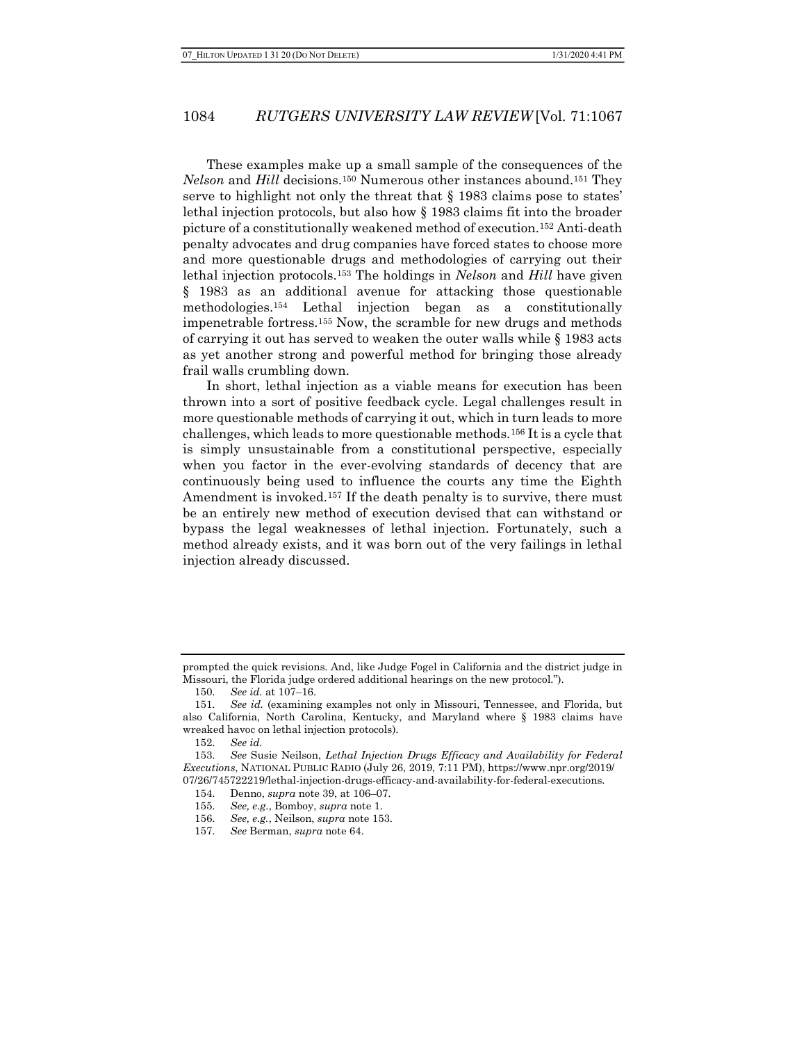These examples make up a small sample of the consequences of the *Nelson* and *Hill* decisions.[150] Numerous other instances abound.[151] They serve to highlight not only the threat that § 1983 claims pose to states' lethal injection protocols, but also how § 1983 claims fit into the broader picture of a constitutionally weakened method of execution.[152] Anti-death penalty advocates and drug companies have forced states to choose more and more questionable drugs and methodologies of carrying out their lethal injection protocols.[153] The holdings in *Nelson* and *Hill* have given § 1983 as an additional avenue for attacking those questionable methodologies.[154] Lethal injection began as a constitutionally impenetrable fortress.[155] Now, the scramble for new drugs and methods of carrying it out has served to weaken the outer walls while § 1983 acts as yet another strong and powerful method for bringing those already frail walls crumbling down.

In short, lethal injection as a viable means for execution has been thrown into a sort of positive feedback cycle. Legal challenges result in more questionable methods of carrying it out, which in turn leads to more challenges, which leads to more questionable methods.[156] It is a cycle that is simply unsustainable from a constitutional perspective, especially when you factor in the ever-evolving standards of decency that are continuously being used to influence the courts any time the Eighth Amendment is invoked.[157] If the death penalty is to survive, there must be an entirely new method of execution devised that can withstand or bypass the legal weaknesses of lethal injection. Fortunately, such a method already exists, and it was born out of the very failings in lethal injection already discussed.

---

prompted the quick revisions. And, like Judge Fogel in California and the district judge in Missouri, the Florida judge ordered additional hearings on the new protocol.").

150. *See id.* at 107–16.

151. *See id.* (examining examples not only in Missouri, Tennessee, and Florida, but also California, North Carolina, Kentucky, and Maryland where § 1983 claims have wreaked havoc on lethal injection protocols).

152. *See id.*

153. *See* Susie Neilson, *Lethal Injection Drugs Efficacy and Availability for Federal Executions*, NATIONAL PUBLIC RADIO (July 26, 2019, 7:11 PM), https://www.npr.org/2019/07/26/745722219/lethal-injection-drugs-efficacy-and-availability-for-federal-executions.

154. Denno, *supra* note 39, at 106–07.

155. *See, e.g.*, Bomboy, *supra* note 1.

156. *See, e.g.*, Neilson, *supra* note 153.

157. *See* Berman, *supra* note 64.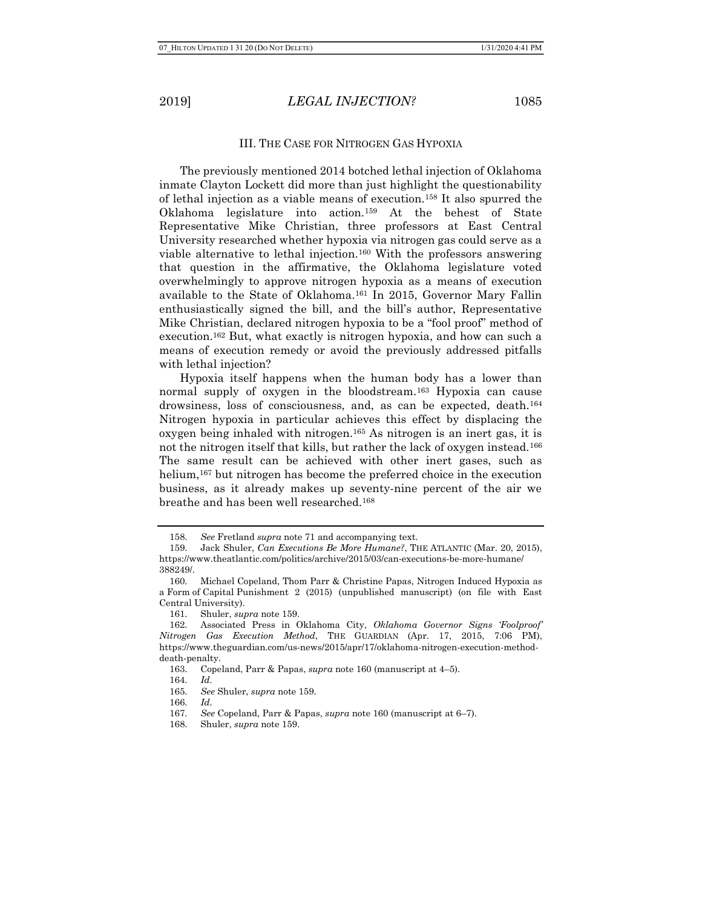### III. THE CASE FOR NITROGEN GAS HYPOXIA

The previously mentioned 2014 botched lethal injection of Oklahoma inmate Clayton Lockett did more than just highlight the questionability of lethal injection as a viable means of execution.[158] It also spurred the Oklahoma legislature into action.[159] At the behest of State Representative Mike Christian, three professors at East Central University researched whether hypoxia via nitrogen gas could serve as a viable alternative to lethal injection.[160] With the professors answering that question in the affirmative, the Oklahoma legislature voted overwhelmingly to approve nitrogen hypoxia as a means of execution available to the State of Oklahoma.[161] In 2015, Governor Mary Fallin enthusiastically signed the bill, and the bill's author, Representative Mike Christian, declared nitrogen hypoxia to be a "fool proof" method of execution.[162] But, what exactly is nitrogen hypoxia, and how can such a means of execution remedy or avoid the previously addressed pitfalls with lethal injection?

Hypoxia itself happens when the human body has a lower than normal supply of oxygen in the bloodstream.[163] Hypoxia can cause drowsiness, loss of consciousness, and, as can be expected, death.[164] Nitrogen hypoxia in particular achieves this effect by displacing the oxygen being inhaled with nitrogen.[165] As nitrogen is an inert gas, it is not the nitrogen itself that kills, but rather the lack of oxygen instead.[166] The same result can be achieved with other inert gases, such as helium,[167] but nitrogen has become the preferred choice in the execution business, as it already makes up seventy-nine percent of the air we breathe and has been well researched.[168]

---

158. *See* Fretland *supra* note 71 and accompanying text.

159. Jack Shuler, *Can Executions Be More Humane?*, THE ATLANTIC (Mar. 20, 2015), https://www.theatlantic.com/politics/archive/2015/03/can-executions-be-more-humane/388249/.

160. Michael Copeland, Thom Parr & Christine Papas, Nitrogen Induced Hypoxia as a Form of Capital Punishment 2 (2015) (unpublished manuscript) (on file with East Central University).

161. Shuler, *supra* note 159.

162. Associated Press in Oklahoma City, *Oklahoma Governor Signs 'Foolproof' Nitrogen Gas Execution Method*, THE GUARDIAN (Apr. 17, 2015, 7:06 PM), https://www.theguardian.com/us-news/2015/apr/17/oklahoma-nitrogen-execution-method-death-penalty.

163. Copeland, Parr & Papas, *supra* note 160 (manuscript at 4–5).

164. *Id.*

165. *See* Shuler, *supra* note 159.

166. *Id.*

167. *See* Copeland, Parr & Papas, *supra* note 160 (manuscript at 6–7).

168. Shuler, *supra* note 159.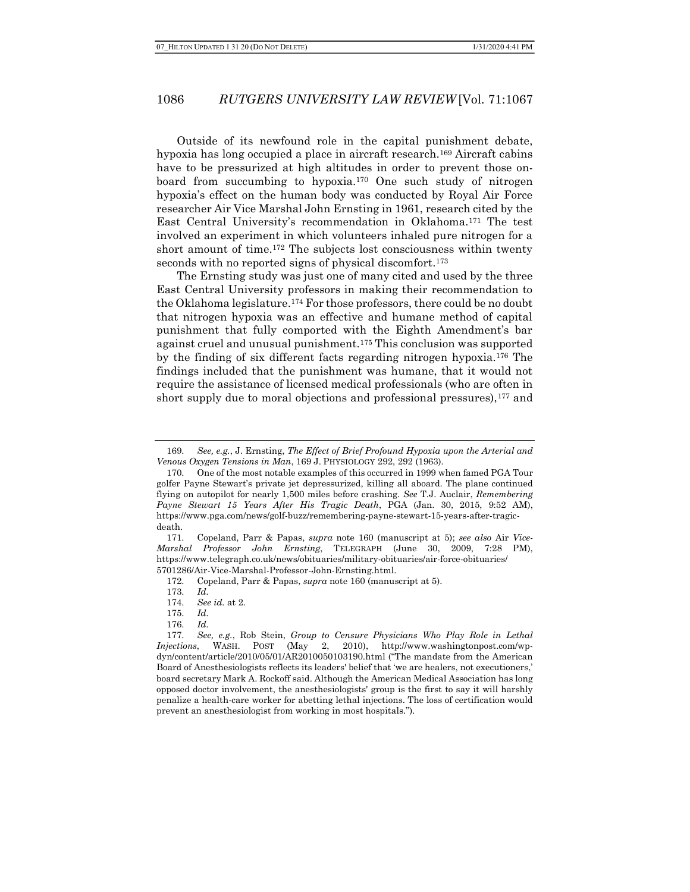Outside of its newfound role in the capital punishment debate, hypoxia has long occupied a place in aircraft research.[169] Aircraft cabins have to be pressurized at high altitudes in order to prevent those on-board from succumbing to hypoxia.[170] One such study of nitrogen hypoxia's effect on the human body was conducted by Royal Air Force researcher Air Vice Marshal John Ernsting in 1961, research cited by the East Central University's recommendation in Oklahoma.[171] The test involved an experiment in which volunteers inhaled pure nitrogen for a short amount of time.[172] The subjects lost consciousness within twenty seconds with no reported signs of physical discomfort.[173]

The Ernsting study was just one of many cited and used by the three East Central University professors in making their recommendation to the Oklahoma legislature.[174] For those professors, there could be no doubt that nitrogen hypoxia was an effective and humane method of capital punishment that fully comported with the Eighth Amendment's bar against cruel and unusual punishment.[175] This conclusion was supported by the finding of six different facts regarding nitrogen hypoxia.[176] The findings included that the punishment was humane, that it would not require the assistance of licensed medical professionals (who are often in short supply due to moral objections and professional pressures),[177] and

---

169. *See, e.g.*, J. Ernsting, *The Effect of Brief Profound Hypoxia upon the Arterial and Venous Oxygen Tensions in Man*, 169 J. PHYSIOLOGY 292, 292 (1963).

170. One of the most notable examples of this occurred in 1999 when famed PGA Tour golfer Payne Stewart's private jet depressurized, killing all aboard. The plane continued flying on autopilot for nearly 1,500 miles before crashing. *See* T.J. Auclair, *Remembering Payne Stewart 15 Years After His Tragic Death*, PGA (Jan. 30, 2015, 9:52 AM), https://www.pga.com/news/golf-buzz/remembering-payne-stewart-15-years-after-tragic-death.

171. Copeland, Parr & Papas, *supra* note 160 (manuscript at 5); *see also* Air *Vice-Marshal Professor John Ernsting*, TELEGRAPH (June 30, 2009, 7:28 PM), https://www.telegraph.co.uk/news/obituaries/military-obituaries/air-force-obituaries/5701286/Air-Vice-Marshal-Professor-John-Ernsting.html.

172. Copeland, Parr & Papas, *supra* note 160 (manuscript at 5).

173. *Id.*

174. *See id.* at 2.

175. *Id.*

176. *Id.*

177. *See, e.g.*, Rob Stein, *Group to Censure Physicians Who Play Role in Lethal Injections*, WASH. POST (May 2, 2010), http://www.washingtonpost.com/wp-dyn/content/article/2010/05/01/AR2010050103190.html ("The mandate from the American Board of Anesthesiologists reflects its leaders' belief that 'we are healers, not executioners,' board secretary Mark A. Rockoff said. Although the American Medical Association has long opposed doctor involvement, the anesthesiologists' group is the first to say it will harshly penalize a health-care worker for abetting lethal injections. The loss of certification would prevent an anesthesiologist from working in most hospitals.").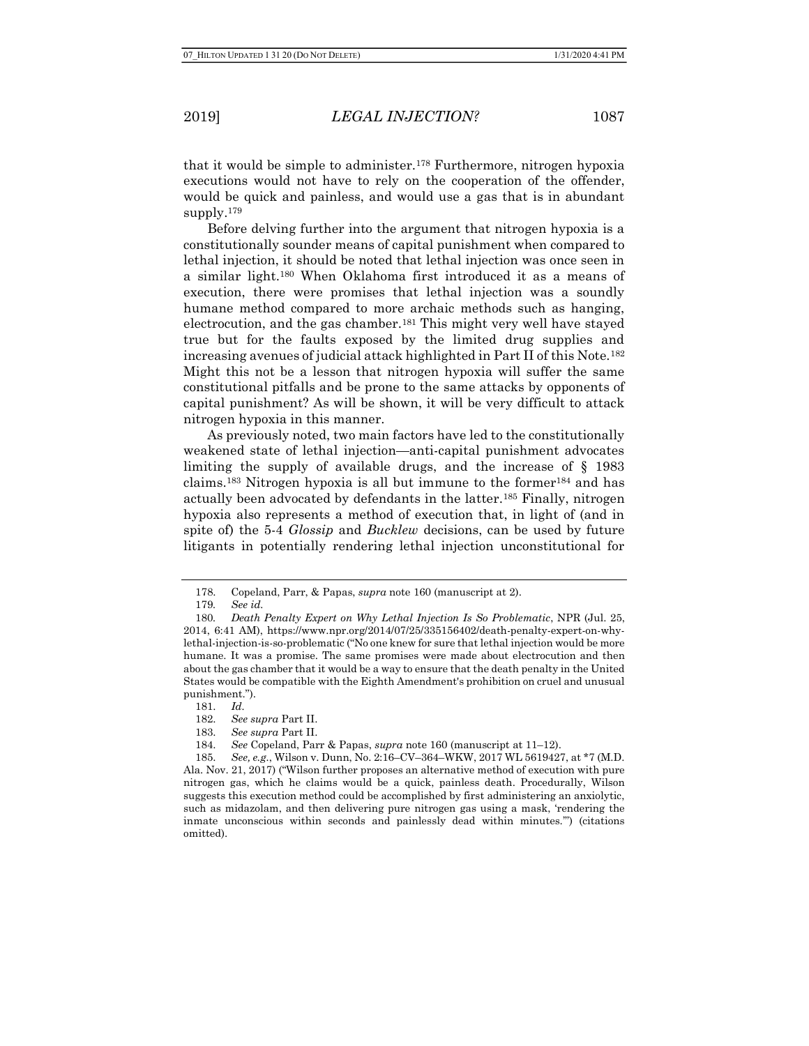that it would be simple to administer.[178] Furthermore, nitrogen hypoxia executions would not have to rely on the cooperation of the offender, would be quick and painless, and would use a gas that is in abundant supply.[179]

Before delving further into the argument that nitrogen hypoxia is a constitutionally sounder means of capital punishment when compared to lethal injection, it should be noted that lethal injection was once seen in a similar light.[180] When Oklahoma first introduced it as a means of execution, there were promises that lethal injection was a soundly humane method compared to more archaic methods such as hanging, electrocution, and the gas chamber.[181] This might very well have stayed true but for the faults exposed by the limited drug supplies and increasing avenues of judicial attack highlighted in Part II of this Note.[182] Might this not be a lesson that nitrogen hypoxia will suffer the same constitutional pitfalls and be prone to the same attacks by opponents of capital punishment? As will be shown, it will be very difficult to attack nitrogen hypoxia in this manner.

As previously noted, two main factors have led to the constitutionally weakened state of lethal injection—anti-capital punishment advocates limiting the supply of available drugs, and the increase of § 1983 claims.[183] Nitrogen hypoxia is all but immune to the former[184] and has actually been advocated by defendants in the latter.[185] Finally, nitrogen hypoxia also represents a method of execution that, in light of (and in spite of) the 5-4 *Glossip* and *Bucklew* decisions, can be used by future litigants in potentially rendering lethal injection unconstitutional for

---

178. Copeland, Parr, & Papas, *supra* note 160 (manuscript at 2).

179. *See id.*

180. *Death Penalty Expert on Why Lethal Injection Is So Problematic*, NPR (Jul. 25, 2014, 6:41 AM), https://www.npr.org/2014/07/25/335156402/death-penalty-expert-on-why-lethal-injection-is-so-problematic ("No one knew for sure that lethal injection would be more humane. It was a promise. The same promises were made about electrocution and then about the gas chamber that it would be a way to ensure that the death penalty in the United States would be compatible with the Eighth Amendment's prohibition on cruel and unusual punishment.").

181. *Id.*

182. *See supra* Part II.

183. *See supra* Part II.

184. *See* Copeland, Parr & Papas, *supra* note 160 (manuscript at 11–12).

185. *See, e.g.*, Wilson v. Dunn, No. 2:16–CV–364–WKW, 2017 WL 5619427, at *7 (M.D. Ala. Nov. 21, 2017) ("Wilson further proposes an alternative method of execution with pure nitrogen gas, which he claims would be a quick, painless death. Procedurally, Wilson suggests this execution method could be accomplished by first administering an anxiolytic, such as midazolam, and then delivering pure nitrogen gas using a mask, 'rendering the inmate unconscious within seconds and painlessly dead within minutes.'") (citations omitted).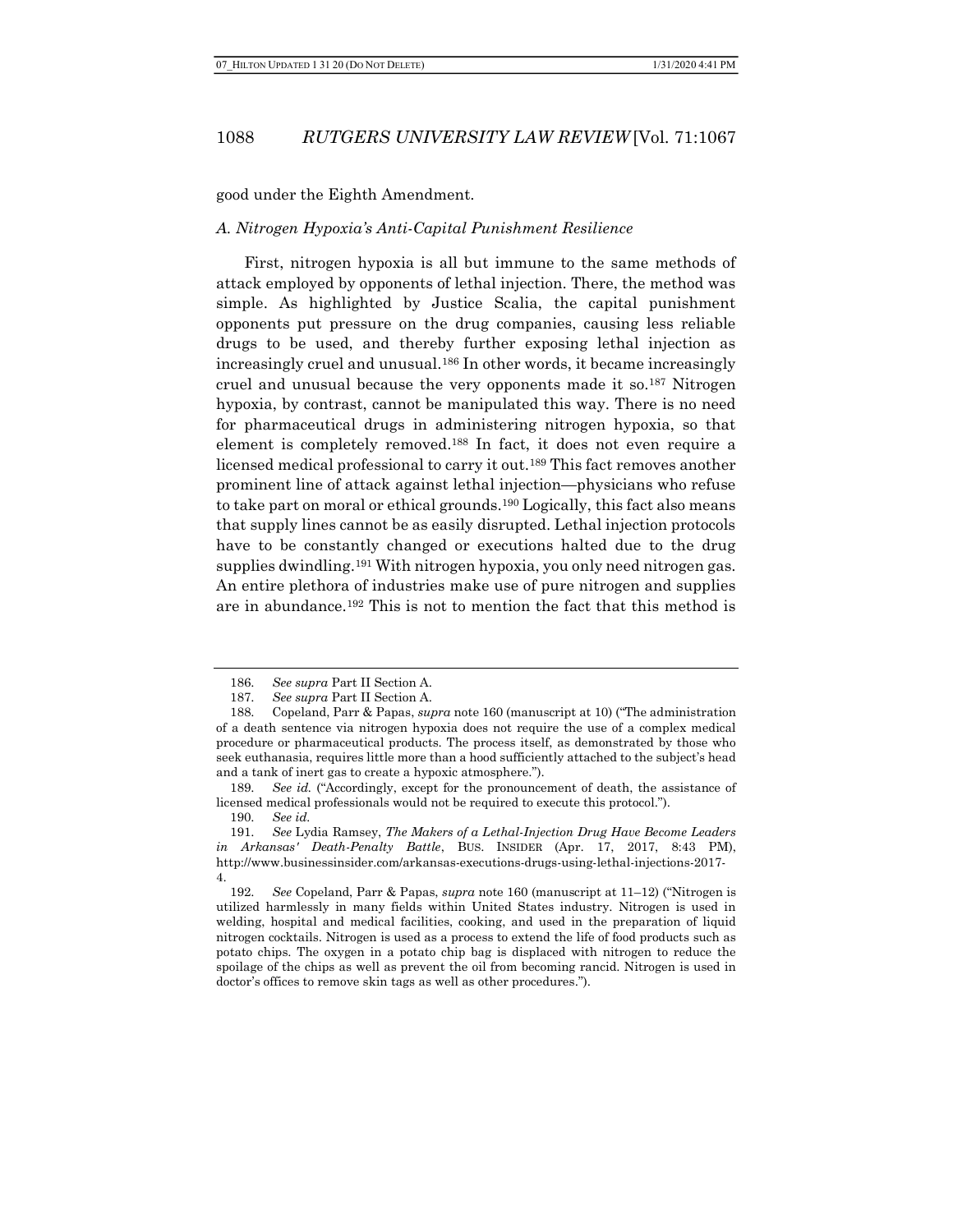good under the Eighth Amendment.

### *A. Nitrogen Hypoxia's Anti-Capital Punishment Resilience*

First, nitrogen hypoxia is all but immune to the same methods of attack employed by opponents of lethal injection. There, the method was simple. As highlighted by Justice Scalia, the capital punishment opponents put pressure on the drug companies, causing less reliable drugs to be used, and thereby further exposing lethal injection as increasingly cruel and unusual.[186] In other words, it became increasingly cruel and unusual because the very opponents made it so.[187] Nitrogen hypoxia, by contrast, cannot be manipulated this way. There is no need for pharmaceutical drugs in administering nitrogen hypoxia, so that element is completely removed.[188] In fact, it does not even require a licensed medical professional to carry it out.[189] This fact removes another prominent line of attack against lethal injection—physicians who refuse to take part on moral or ethical grounds.[190] Logically, this fact also means that supply lines cannot be as easily disrupted. Lethal injection protocols have to be constantly changed or executions halted due to the drug supplies dwindling.[191] With nitrogen hypoxia, you only need nitrogen gas. An entire plethora of industries make use of pure nitrogen and supplies are in abundance.[192] This is not to mention the fact that this method is

---

186. *See supra* Part II Section A.

187. *See supra* Part II Section A.

188. Copeland, Parr & Papas, *supra* note 160 (manuscript at 10) ("The administration of a death sentence via nitrogen hypoxia does not require the use of a complex medical procedure or pharmaceutical products. The process itself, as demonstrated by those who seek euthanasia, requires little more than a hood sufficiently attached to the subject's head and a tank of inert gas to create a hypoxic atmosphere.").

189. *See id.* ("Accordingly, except for the pronouncement of death, the assistance of licensed medical professionals would not be required to execute this protocol.").

190. *See id.*

191. *See* Lydia Ramsey, *The Makers of a Lethal-Injection Drug Have Become Leaders in Arkansas' Death-Penalty Battle*, BUS. INSIDER (Apr. 17, 2017, 8:43 PM), http://www.businessinsider.com/arkansas-executions-drugs-using-lethal-injections-2017-4.

192. *See* Copeland, Parr & Papas, *supra* note 160 (manuscript at 11–12) ("Nitrogen is utilized harmlessly in many fields within United States industry. Nitrogen is used in welding, hospital and medical facilities, cooking, and used in the preparation of liquid nitrogen cocktails. Nitrogen is used as a process to extend the life of food products such as potato chips. The oxygen in a potato chip bag is displaced with nitrogen to reduce the spoilage of the chips as well as prevent the oil from becoming rancid. Nitrogen is used in doctor's offices to remove skin tags as well as other procedures.").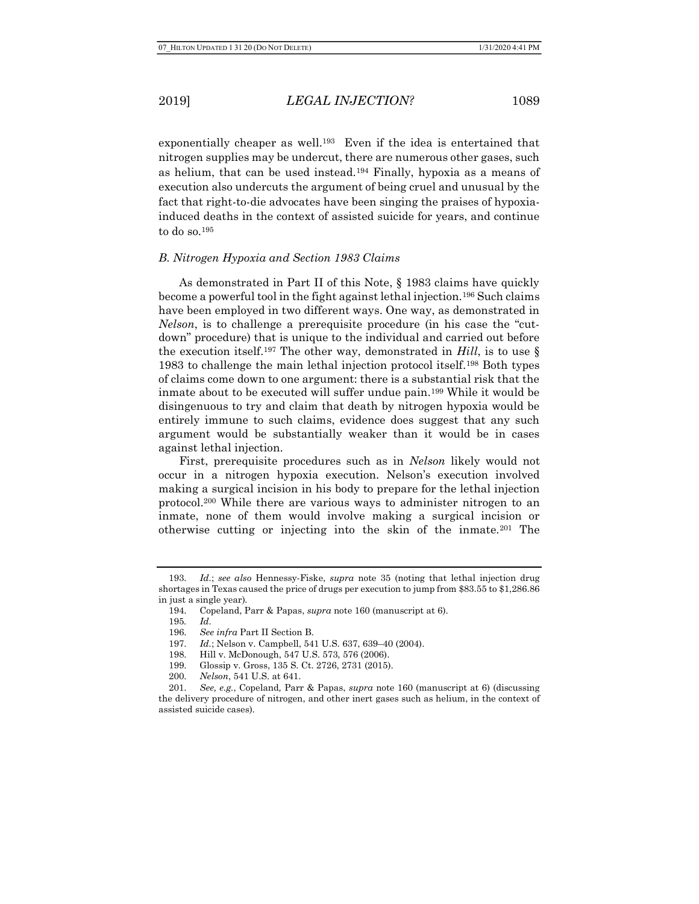exponentially cheaper as well.[193] Even if the idea is entertained that nitrogen supplies may be undercut, there are numerous other gases, such as helium, that can be used instead.[194] Finally, hypoxia as a means of execution also undercuts the argument of being cruel and unusual by the fact that right-to-die advocates have been singing the praises of hypoxia-induced deaths in the context of assisted suicide for years, and continue to do so.[195]

### *B. Nitrogen Hypoxia and Section 1983 Claims*

As demonstrated in Part II of this Note, § 1983 claims have quickly become a powerful tool in the fight against lethal injection.[196] Such claims have been employed in two different ways. One way, as demonstrated in *Nelson*, is to challenge a prerequisite procedure (in his case the "cut-down" procedure) that is unique to the individual and carried out before the execution itself.[197] The other way, demonstrated in *Hill*, is to use § 1983 to challenge the main lethal injection protocol itself.[198] Both types of claims come down to one argument: there is a substantial risk that the inmate about to be executed will suffer undue pain.[199] While it would be disingenuous to try and claim that death by nitrogen hypoxia would be entirely immune to such claims, evidence does suggest that any such argument would be substantially weaker than it would be in cases against lethal injection.

First, prerequisite procedures such as in *Nelson* likely would not occur in a nitrogen hypoxia execution. Nelson's execution involved making a surgical incision in his body to prepare for the lethal injection protocol.[200] While there are various ways to administer nitrogen to an inmate, none of them would involve making a surgical incision or otherwise cutting or injecting into the skin of the inmate.[201] The

---

193. *Id.*; *see also* Hennessy-Fiske, *supra* note 35 (noting that lethal injection drug shortages in Texas caused the price of drugs per execution to jump from $83.55 to $1,286.86 in just a single year).

194. Copeland, Parr & Papas, *supra* note 160 (manuscript at 6).

195. *Id.*

196. *See infra* Part II Section B.

197. *Id.*; Nelson v. Campbell, 541 U.S. 637, 639–40 (2004).

198. Hill v. McDonough, 547 U.S. 573, 576 (2006).

199. Glossip v. Gross, 135 S. Ct. 2726, 2731 (2015).

200. *Nelson*, 541 U.S. at 641.

201. *See, e.g.*, Copeland, Parr & Papas, *supra* note 160 (manuscript at 6) (discussing the delivery procedure of nitrogen, and other inert gases such as helium, in the context of assisted suicide cases).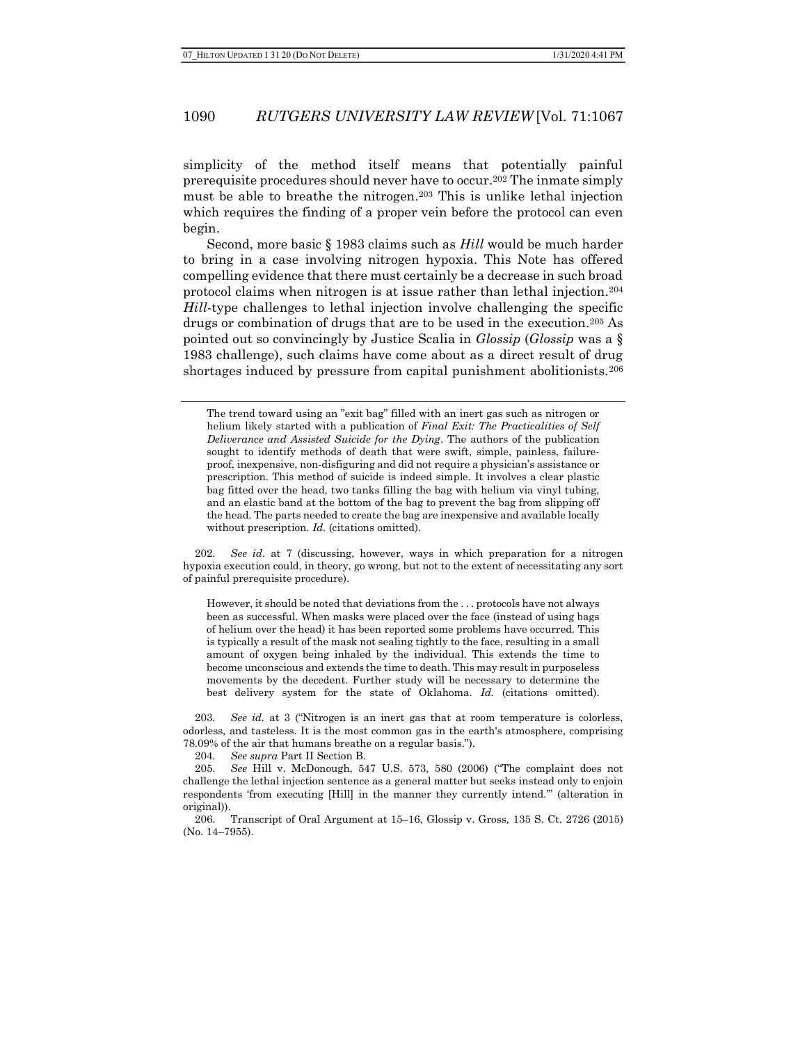simplicity of the method itself means that potentially painful prerequisite procedures should never have to occur.[202] The inmate simply must be able to breathe the nitrogen.[203] This is unlike lethal injection which requires the finding of a proper vein before the protocol can even begin.

Second, more basic § 1983 claims such as *Hill* would be much harder to bring in a case involving nitrogen hypoxia. This Note has offered compelling evidence that there must certainly be a decrease in such broad protocol claims when nitrogen is at issue rather than lethal injection.[204] *Hill*-type challenges to lethal injection involve challenging the specific drugs or combination of drugs that are to be used in the execution.[205] As pointed out so convincingly by Justice Scalia in *Glossip* (*Glossip* was a § 1983 challenge), such claims have come about as a direct result of drug shortages induced by pressure from capital punishment abolitionists.[206]

---

> The trend toward using an "exit bag" filled with an inert gas such as nitrogen or helium likely started with a publication of *Final Exit: The Practicalities of Self Deliverance and Assisted Suicide for the Dying*. The authors of the publication sought to identify methods of death that were swift, simple, painless, failure-proof, inexpensive, non-disfiguring and did not require a physician's assistance or prescription. This method of suicide is indeed simple. It involves a clear plastic bag fitted over the head, two tanks filling the bag with helium via vinyl tubing, and an elastic band at the bottom of the bag to prevent the bag from slipping off the head. The parts needed to create the bag are inexpensive and available locally without prescription. *Id.* (citations omitted).

202. *See id.* at 7 (discussing, however, ways in which preparation for a nitrogen hypoxia execution could, in theory, go wrong, but not to the extent of necessitating any sort of painful prerequisite procedure).

> However, it should be noted that deviations from the . . . protocols have not always been as successful. When masks were placed over the face (instead of using bags of helium over the head) it has been reported some problems have occurred. This is typically a result of the mask not sealing tightly to the face, resulting in a small amount of oxygen being inhaled by the individual. This extends the time to become unconscious and extends the time to death. This may result in purposeless movements by the decedent. Further study will be necessary to determine the best delivery system for the state of Oklahoma. *Id.* (citations omitted).

203. *See id.* at 3 ("Nitrogen is an inert gas that at room temperature is colorless, odorless, and tasteless. It is the most common gas in the earth's atmosphere, comprising 78.09% of the air that humans breathe on a regular basis.").

204. *See supra* Part II Section B.

205. *See* Hill v. McDonough, 547 U.S. 573, 580 (2006) ("The complaint does not challenge the lethal injection sentence as a general matter but seeks instead only to enjoin respondents 'from executing [Hill] in the manner they currently intend.'" (alteration in original)).

206. Transcript of Oral Argument at 15–16, Glossip v. Gross, 135 S. Ct. 2726 (2015) (No. 14–7955).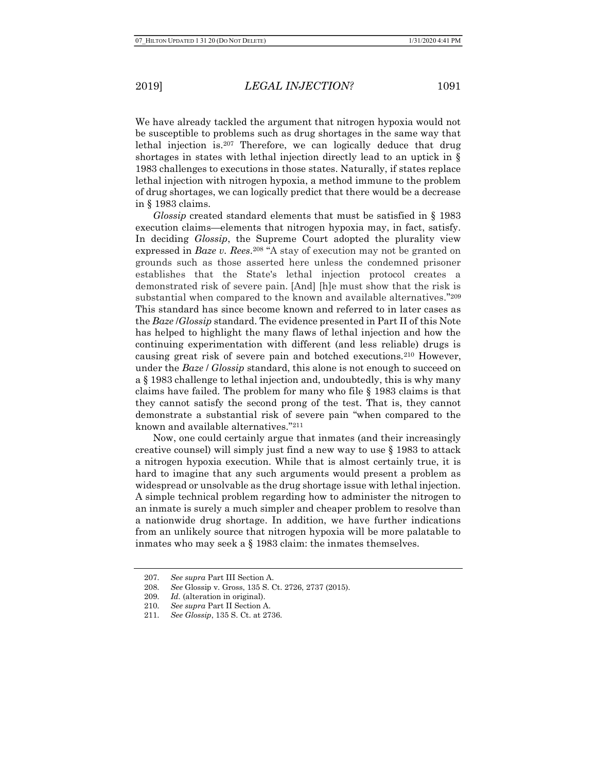We have already tackled the argument that nitrogen hypoxia would not be susceptible to problems such as drug shortages in the same way that lethal injection is.[207] Therefore, we can logically deduce that drug shortages in states with lethal injection directly lead to an uptick in § 1983 challenges to executions in those states. Naturally, if states replace lethal injection with nitrogen hypoxia, a method immune to the problem of drug shortages, we can logically predict that there would be a decrease in § 1983 claims.

*Glossip* created standard elements that must be satisfied in § 1983 execution claims—elements that nitrogen hypoxia may, in fact, satisfy. In deciding *Glossip*, the Supreme Court adopted the plurality view expressed in *Baze v. Rees*.[208] "A stay of execution may not be granted on grounds such as those asserted here unless the condemned prisoner establishes that the State's lethal injection protocol creates a demonstrated risk of severe pain. [And] [h]e must show that the risk is substantial when compared to the known and available alternatives."[209] This standard has since become known and referred to in later cases as the *Baze /Glossip* standard. The evidence presented in Part II of this Note has helped to highlight the many flaws of lethal injection and how the continuing experimentation with different (and less reliable) drugs is causing great risk of severe pain and botched executions.[210] However, under the *Baze / Glossip* standard, this alone is not enough to succeed on a § 1983 challenge to lethal injection and, undoubtedly, this is why many claims have failed. The problem for many who file § 1983 claims is that they cannot satisfy the second prong of the test. That is, they cannot demonstrate a substantial risk of severe pain "when compared to the known and available alternatives."[211]

Now, one could certainly argue that inmates (and their increasingly creative counsel) will simply just find a new way to use § 1983 to attack a nitrogen hypoxia execution. While that is almost certainly true, it is hard to imagine that any such arguments would present a problem as widespread or unsolvable as the drug shortage issue with lethal injection. A simple technical problem regarding how to administer the nitrogen to an inmate is surely a much simpler and cheaper problem to resolve than a nationwide drug shortage. In addition, we have further indications from an unlikely source that nitrogen hypoxia will be more palatable to inmates who may seek a § 1983 claim: the inmates themselves.

---

207. *See supra* Part III Section A.

208. *See* Glossip v. Gross, 135 S. Ct. 2726, 2737 (2015).

209. *Id*. (alteration in original).

210. *See supra* Part II Section A.

211. *See Glossip*, 135 S. Ct. at 2736.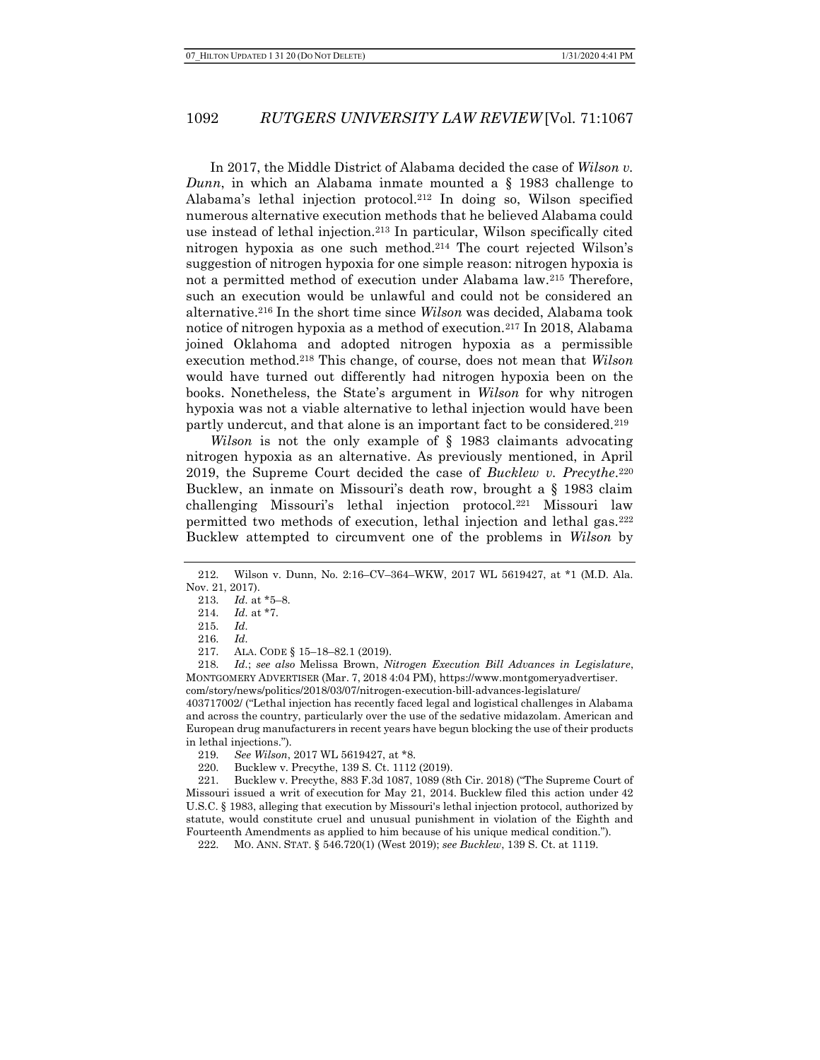In 2017, the Middle District of Alabama decided the case of *Wilson v. Dunn*, in which an Alabama inmate mounted a § 1983 challenge to Alabama's lethal injection protocol.[212] In doing so, Wilson specified numerous alternative execution methods that he believed Alabama could use instead of lethal injection.[213] In particular, Wilson specifically cited nitrogen hypoxia as one such method.[214] The court rejected Wilson's suggestion of nitrogen hypoxia for one simple reason: nitrogen hypoxia is not a permitted method of execution under Alabama law.[215] Therefore, such an execution would be unlawful and could not be considered an alternative.[216] In the short time since *Wilson* was decided, Alabama took notice of nitrogen hypoxia as a method of execution.[217] In 2018, Alabama joined Oklahoma and adopted nitrogen hypoxia as a permissible execution method.[218] This change, of course, does not mean that *Wilson* would have turned out differently had nitrogen hypoxia been on the books. Nonetheless, the State's argument in *Wilson* for why nitrogen hypoxia was not a viable alternative to lethal injection would have been partly undercut, and that alone is an important fact to be considered.[219]

*Wilson* is not the only example of § 1983 claimants advocating nitrogen hypoxia as an alternative. As previously mentioned, in April 2019, the Supreme Court decided the case of *Bucklew v. Precythe*.[220] Bucklew, an inmate on Missouri's death row, brought a § 1983 claim challenging Missouri's lethal injection protocol.[221] Missouri law permitted two methods of execution, lethal injection and lethal gas.[222] Bucklew attempted to circumvent one of the problems in *Wilson* by

---

212. Wilson v. Dunn, No. 2:16–CV–364–WKW, 2017 WL 5619427, at \*1 (M.D. Ala. Nov. 21, 2017).

213. *Id.* at \*5–8.

214. *Id.* at \*7.

215. *Id.*

216. *Id.*

217. ALA. CODE § 15–18–82.1 (2019).

218. *Id.*; *see also* Melissa Brown, *Nitrogen Execution Bill Advances in Legislature*, MONTGOMERY ADVERTISER (Mar. 7, 2018 4:04 PM), https://www.montgomeryadvertiser.com/story/news/politics/2018/03/07/nitrogen-execution-bill-advances-legislature/403717002/ ("Lethal injection has recently faced legal and logistical challenges in Alabama and across the country, particularly over the use of the sedative midazolam. American and European drug manufacturers in recent years have begun blocking the use of their products in lethal injections.").

219. *See Wilson*, 2017 WL 5619427, at \*8.

220. Bucklew v. Precythe, 139 S. Ct. 1112 (2019).

221. Bucklew v. Precythe, 883 F.3d 1087, 1089 (8th Cir. 2018) ("The Supreme Court of Missouri issued a writ of execution for May 21, 2014. Bucklew filed this action under 42 U.S.C. § 1983, alleging that execution by Missouri's lethal injection protocol, authorized by statute, would constitute cruel and unusual punishment in violation of the Eighth and Fourteenth Amendments as applied to him because of his unique medical condition.").

222. MO. ANN. STAT. § 546.720(1) (West 2019); *see Bucklew*, 139 S. Ct. at 1119.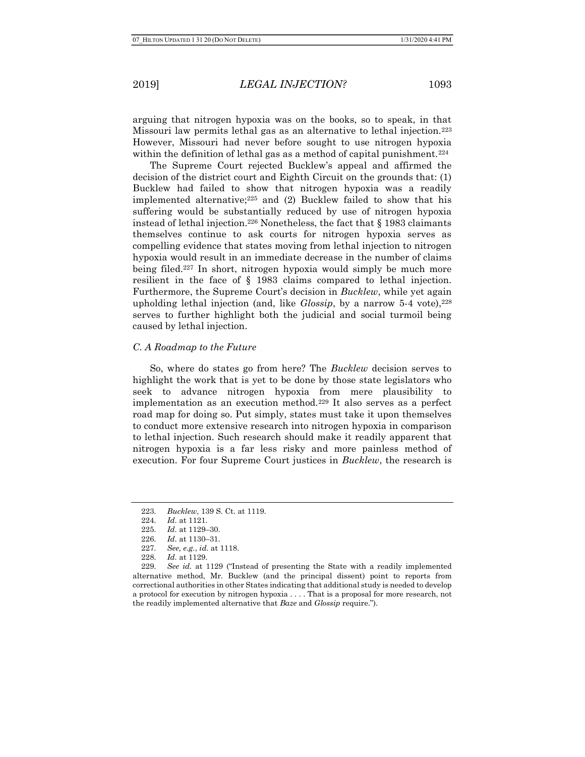arguing that nitrogen hypoxia was on the books, so to speak, in that Missouri law permits lethal gas as an alternative to lethal injection.[223] However, Missouri had never before sought to use nitrogen hypoxia within the definition of lethal gas as a method of capital punishment.[224]

The Supreme Court rejected Bucklew's appeal and affirmed the decision of the district court and Eighth Circuit on the grounds that: (1) Bucklew had failed to show that nitrogen hypoxia was a readily implemented alternative;[225] and (2) Bucklew failed to show that his suffering would be substantially reduced by use of nitrogen hypoxia instead of lethal injection.[226] Nonetheless, the fact that § 1983 claimants themselves continue to ask courts for nitrogen hypoxia serves as compelling evidence that states moving from lethal injection to nitrogen hypoxia would result in an immediate decrease in the number of claims being filed.[227] In short, nitrogen hypoxia would simply be much more resilient in the face of § 1983 claims compared to lethal injection. Furthermore, the Supreme Court's decision in *Bucklew*, while yet again upholding lethal injection (and, like *Glossip*, by a narrow 5-4 vote),[228] serves to further highlight both the judicial and social turmoil being caused by lethal injection.

### *C. A Roadmap to the Future*

So, where do states go from here? The *Bucklew* decision serves to highlight the work that is yet to be done by those state legislators who seek to advance nitrogen hypoxia from mere plausibility to implementation as an execution method.[229] It also serves as a perfect road map for doing so. Put simply, states must take it upon themselves to conduct more extensive research into nitrogen hypoxia in comparison to lethal injection. Such research should make it readily apparent that nitrogen hypoxia is a far less risky and more painless method of execution. For four Supreme Court justices in *Bucklew*, the research is

---

223. *Bucklew*, 139 S. Ct. at 1119.

224. *Id.* at 1121.

225. *Id.* at 1129–30.

226. *Id.* at 1130–31.

227. *See, e.g.*, *id.* at 1118.

228. *Id.* at 1129.

229. *See id.* at 1129 ("Instead of presenting the State with a readily implemented alternative method, Mr. Bucklew (and the principal dissent) point to reports from correctional authorities in other States indicating that additional study is needed to develop a protocol for execution by nitrogen hypoxia . . . . That is a proposal for more research, not the readily implemented alternative that *Baze* and *Glossip* require.").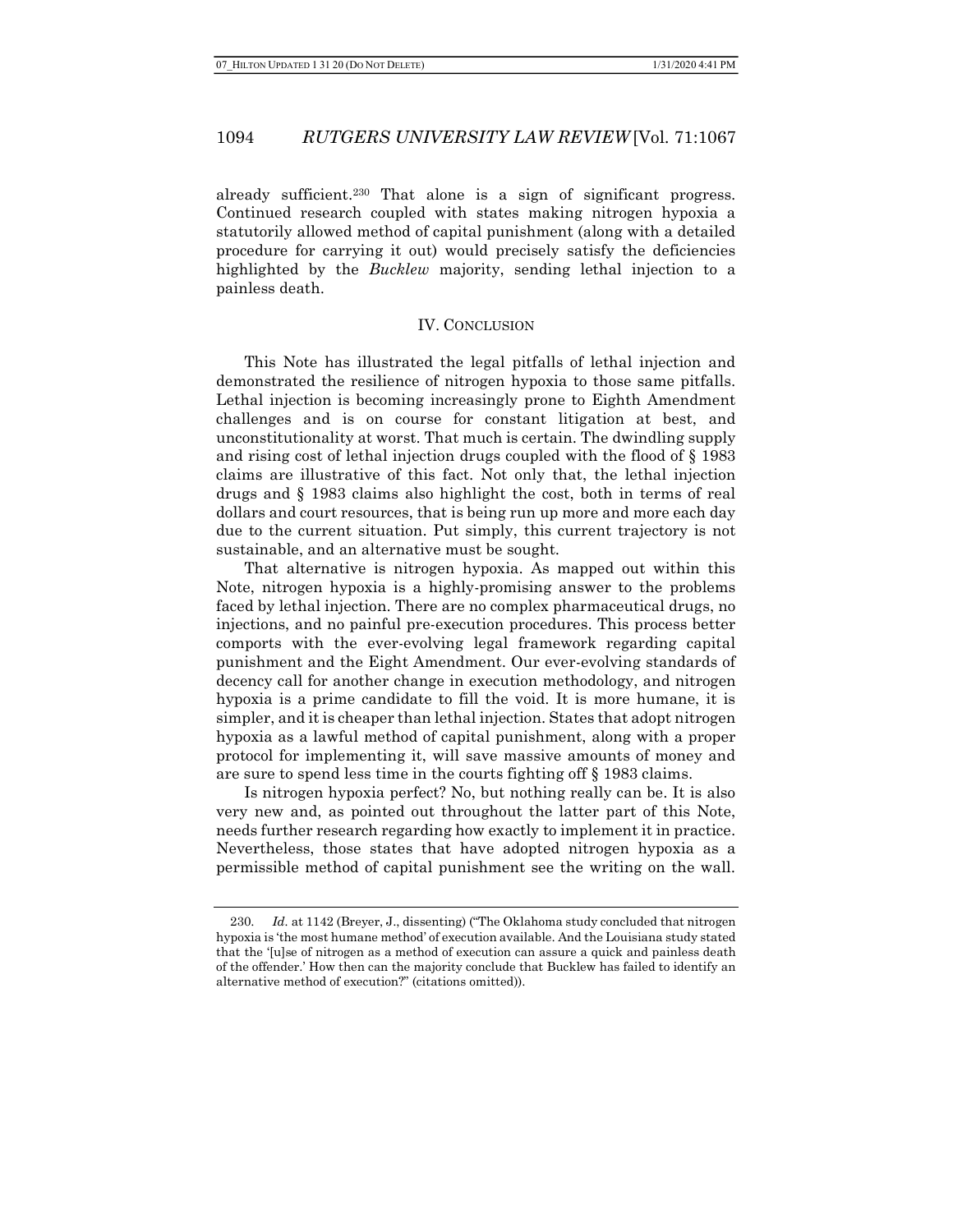already sufficient.[230] That alone is a sign of significant progress. Continued research coupled with states making nitrogen hypoxia a statutorily allowed method of capital punishment (along with a detailed procedure for carrying it out) would precisely satisfy the deficiencies highlighted by the *Bucklew* majority, sending lethal injection to a painless death.

## IV. CONCLUSION

This Note has illustrated the legal pitfalls of lethal injection and demonstrated the resilience of nitrogen hypoxia to those same pitfalls. Lethal injection is becoming increasingly prone to Eighth Amendment challenges and is on course for constant litigation at best, and unconstitutionality at worst. That much is certain. The dwindling supply and rising cost of lethal injection drugs coupled with the flood of § 1983 claims are illustrative of this fact. Not only that, the lethal injection drugs and § 1983 claims also highlight the cost, both in terms of real dollars and court resources, that is being run up more and more each day due to the current situation. Put simply, this current trajectory is not sustainable, and an alternative must be sought.

That alternative is nitrogen hypoxia. As mapped out within this Note, nitrogen hypoxia is a highly-promising answer to the problems faced by lethal injection. There are no complex pharmaceutical drugs, no injections, and no painful pre-execution procedures. This process better comports with the ever-evolving legal framework regarding capital punishment and the Eight Amendment. Our ever-evolving standards of decency call for another change in execution methodology, and nitrogen hypoxia is a prime candidate to fill the void. It is more humane, it is simpler, and it is cheaper than lethal injection. States that adopt nitrogen hypoxia as a lawful method of capital punishment, along with a proper protocol for implementing it, will save massive amounts of money and are sure to spend less time in the courts fighting off § 1983 claims.

Is nitrogen hypoxia perfect? No, but nothing really can be. It is also very new and, as pointed out throughout the latter part of this Note, needs further research regarding how exactly to implement it in practice. Nevertheless, those states that have adopted nitrogen hypoxia as a permissible method of capital punishment see the writing on the wall.

---

230. *Id.* at 1142 (Breyer, J., dissenting) ("The Oklahoma study concluded that nitrogen hypoxia is 'the most humane method' of execution available. And the Louisiana study stated that the '[u]se of nitrogen as a method of execution can assure a quick and painless death of the offender.' How then can the majority conclude that Bucklew has failed to identify an alternative method of execution?" (citations omitted)).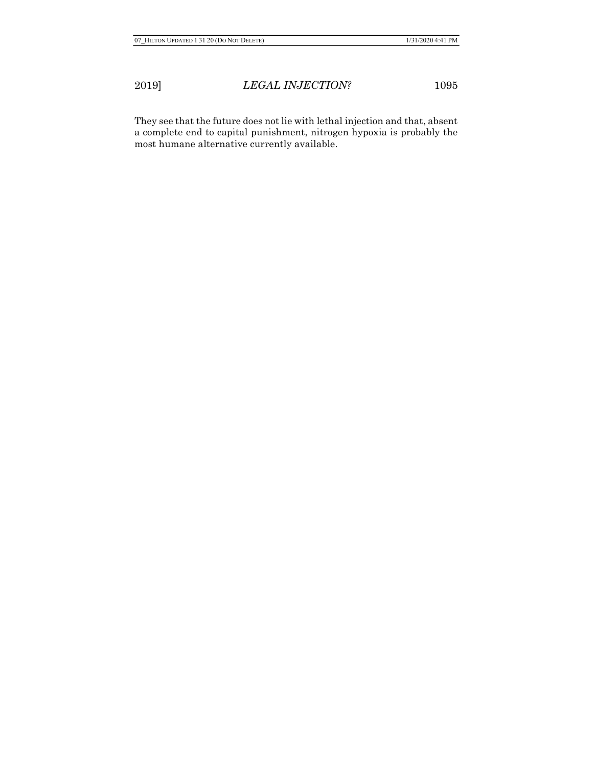They see that the future does not lie with lethal injection and that, absent a complete end to capital punishment, nitrogen hypoxia is probably the most humane alternative currently available.